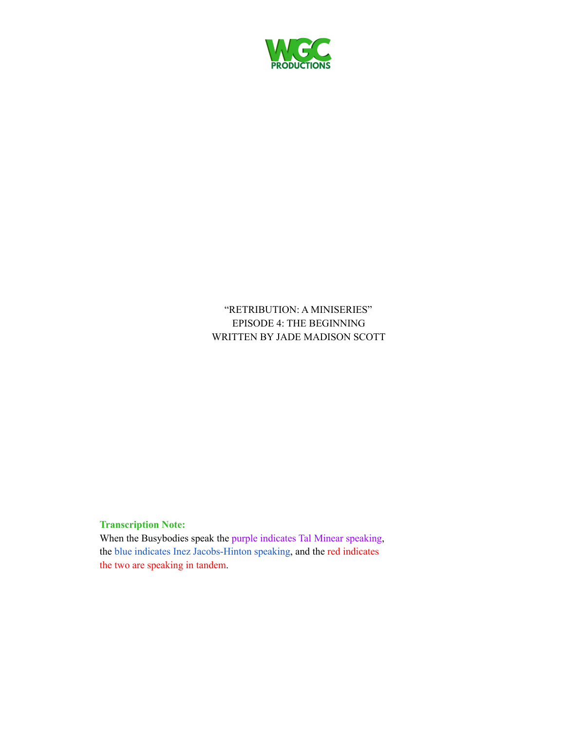WGC PRODUCTIONS

"RETRIBUTION: A MINISERIES"
EPISODE 4: THE BEGINNING
WRITTEN BY JADE MADISON SCOTT

**Transcription Note:**
When the Busybodies speak the purple indicates Tal Minear speaking, the blue indicates Inez Jacobs-Hinton speaking, and the red indicates the two are speaking in tandem.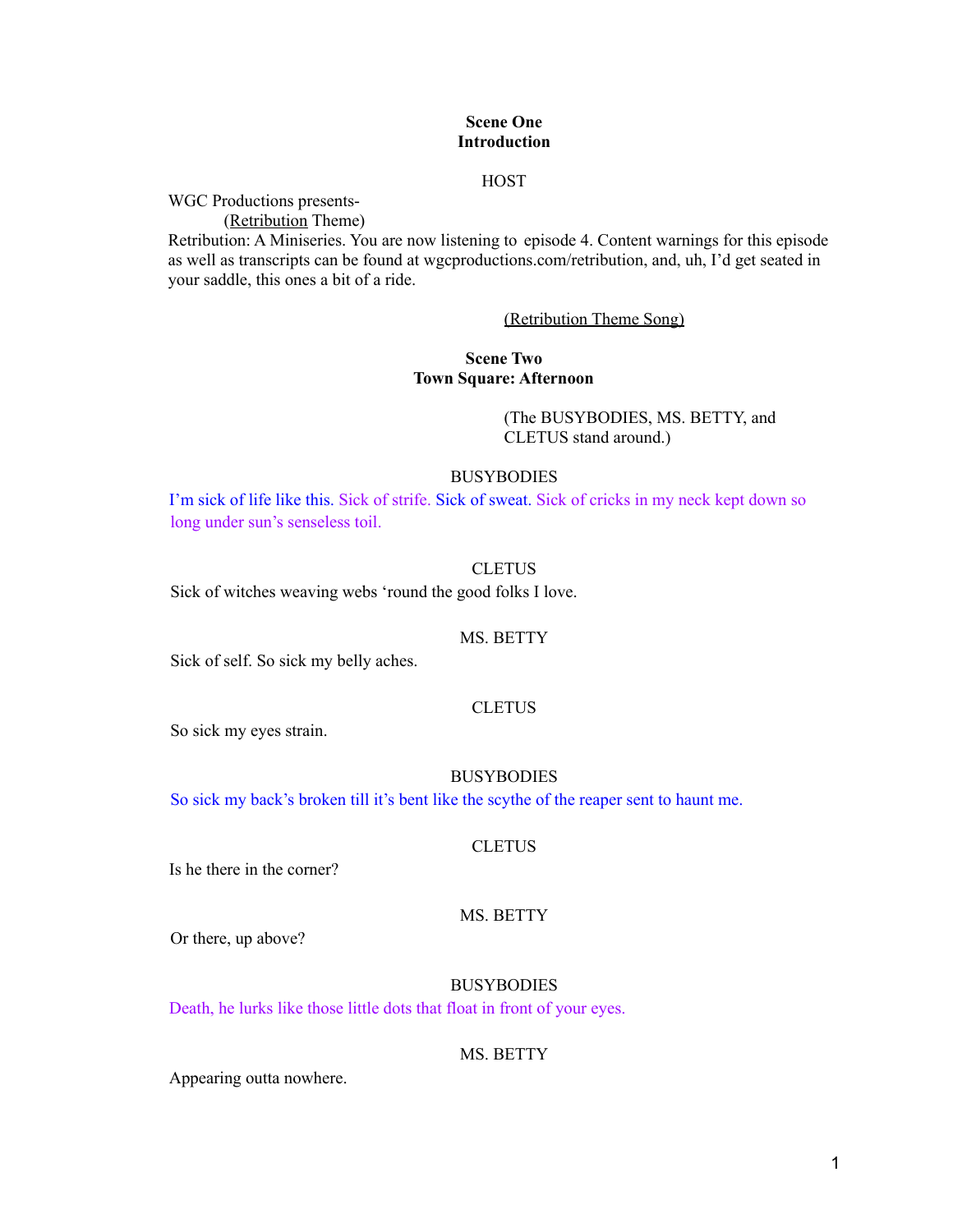**Scene One**
**Introduction**

HOST

WGC Productions presents-

(Retribution Theme)

Retribution: A Miniseries. You are now listening to episode 4. Content warnings for this episode as well as transcripts can be found at wgcproductions.com/retribution, and, uh, I'd get seated in your saddle, this ones a bit of a ride.

(Retribution Theme Song)

**Scene Two**
**Town Square: Afternoon**

(The BUSYBODIES, MS. BETTY, and CLETUS stand around.)

BUSYBODIES

I'm sick of life like this. Sick of strife. Sick of sweat. Sick of cricks in my neck kept down so long under sun's senseless toil.

CLETUS

Sick of witches weaving webs 'round the good folks I love.

MS. BETTY

Sick of self. So sick my belly aches.

CLETUS

So sick my eyes strain.

BUSYBODIES

So sick my back's broken till it's bent like the scythe of the reaper sent to haunt me.

CLETUS

Is he there in the corner?

MS. BETTY

Or there, up above?

BUSYBODIES

Death, he lurks like those little dots that float in front of your eyes.

MS. BETTY

Appearing outta nowhere.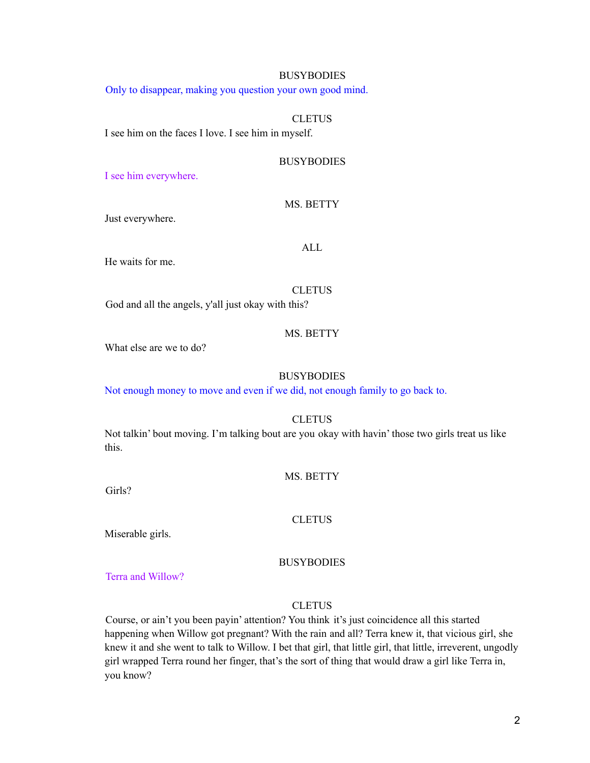BUSYBODIES

Only to disappear, making you question your own good mind.

CLETUS

I see him on the faces I love. I see him in myself.

BUSYBODIES

I see him everywhere.

MS. BETTY

Just everywhere.

ALL

He waits for me.

CLETUS

God and all the angels, y'all just okay with this?

MS. BETTY

What else are we to do?

BUSYBODIES

Not enough money to move and even if we did, not enough family to go back to.

CLETUS

Not talkin' bout moving. I'm talking bout are you okay with havin' those two girls treat us like this.

MS. BETTY

Girls?

CLETUS

Miserable girls.

BUSYBODIES

Terra and Willow?

CLETUS

Course, or ain't you been payin' attention? You think it's just coincidence all this started happening when Willow got pregnant? With the rain and all? Terra knew it, that vicious girl, she knew it and she went to talk to Willow. I bet that girl, that little girl, that little, irreverent, ungodly girl wrapped Terra round her finger, that's the sort of thing that would draw a girl like Terra in, you know?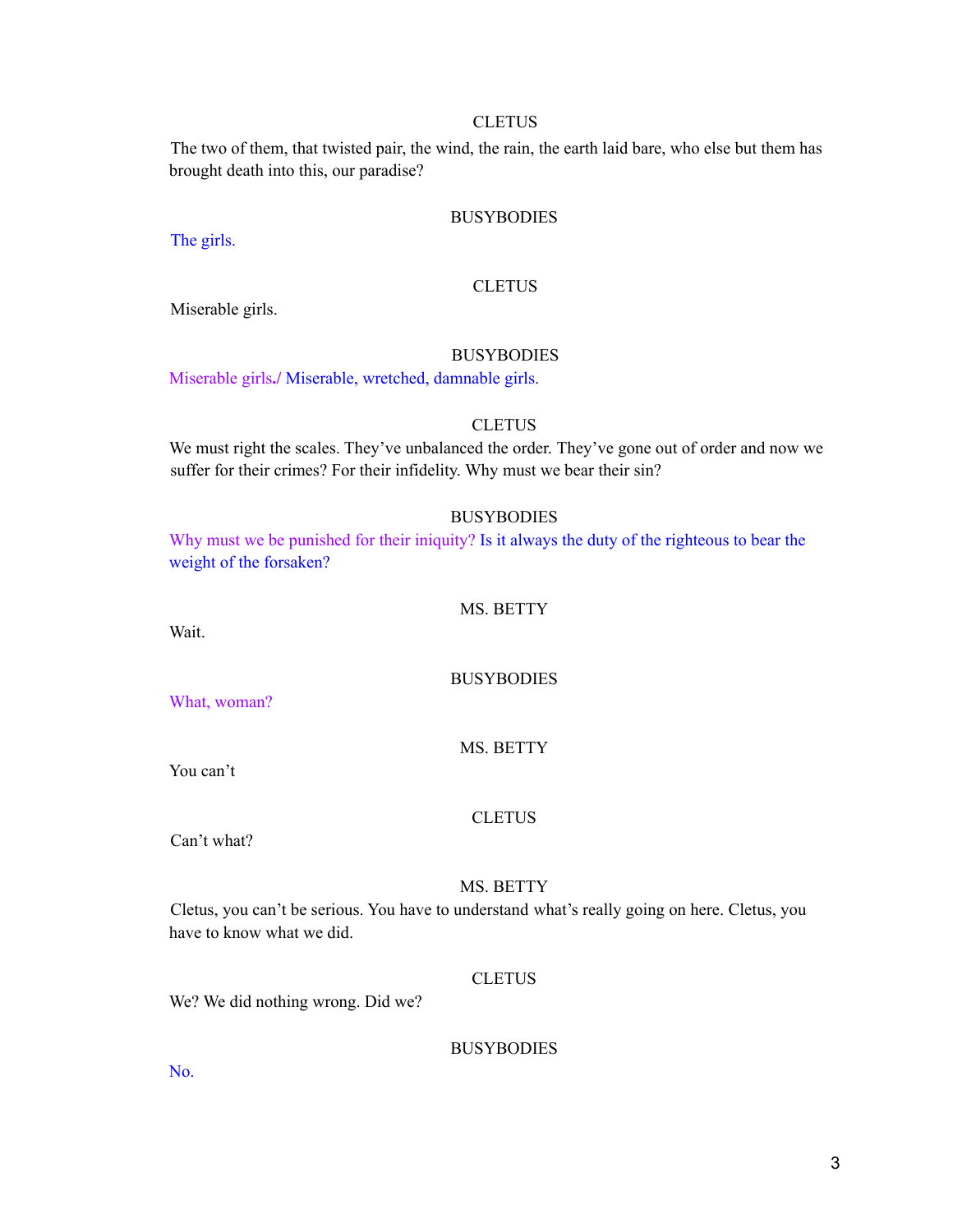CLETUS

The two of them, that twisted pair, the wind, the rain, the earth laid bare, who else but them has brought death into this, our paradise?

BUSYBODIES

The girls.

CLETUS

Miserable girls.

BUSYBODIES

Miserable girls./ Miserable, wretched, damnable girls.

CLETUS

We must right the scales. They've unbalanced the order. They've gone out of order and now we suffer for their crimes? For their infidelity. Why must we bear their sin?

BUSYBODIES

Why must we be punished for their iniquity? Is it always the duty of the righteous to bear the weight of the forsaken?

MS. BETTY

Wait.

BUSYBODIES

What, woman?

MS. BETTY

You can't

CLETUS

Can't what?

MS. BETTY

Cletus, you can't be serious. You have to understand what's really going on here. Cletus, you have to know what we did.

CLETUS

We? We did nothing wrong. Did we?

BUSYBODIES

No.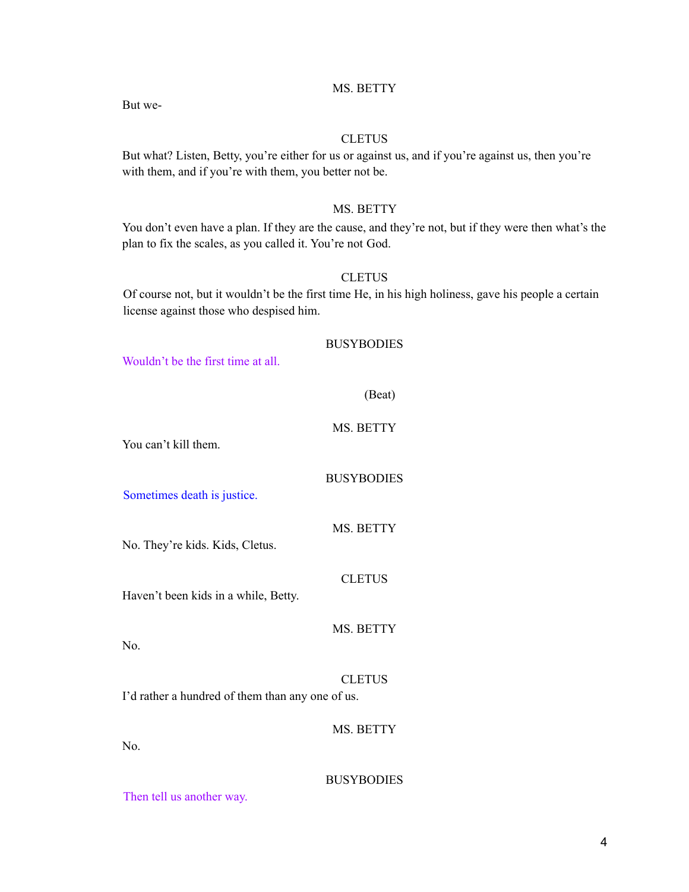MS. BETTY

But we-

CLETUS

But what? Listen, Betty, you're either for us or against us, and if you're against us, then you're with them, and if you're with them, you better not be.

MS. BETTY

You don't even have a plan. If they are the cause, and they're not, but if they were then what's the plan to fix the scales, as you called it. You're not God.

CLETUS

Of course not, but it wouldn't be the first time He, in his high holiness, gave his people a certain license against those who despised him.

BUSYBODIES

Wouldn't be the first time at all.

(Beat)

MS. BETTY

You can't kill them.

BUSYBODIES

Sometimes death is justice.

MS. BETTY

No. They're kids. Kids, Cletus.

CLETUS

Haven't been kids in a while, Betty.

MS. BETTY

No.

CLETUS

I'd rather a hundred of them than any one of us.

MS. BETTY

No.

BUSYBODIES

Then tell us another way.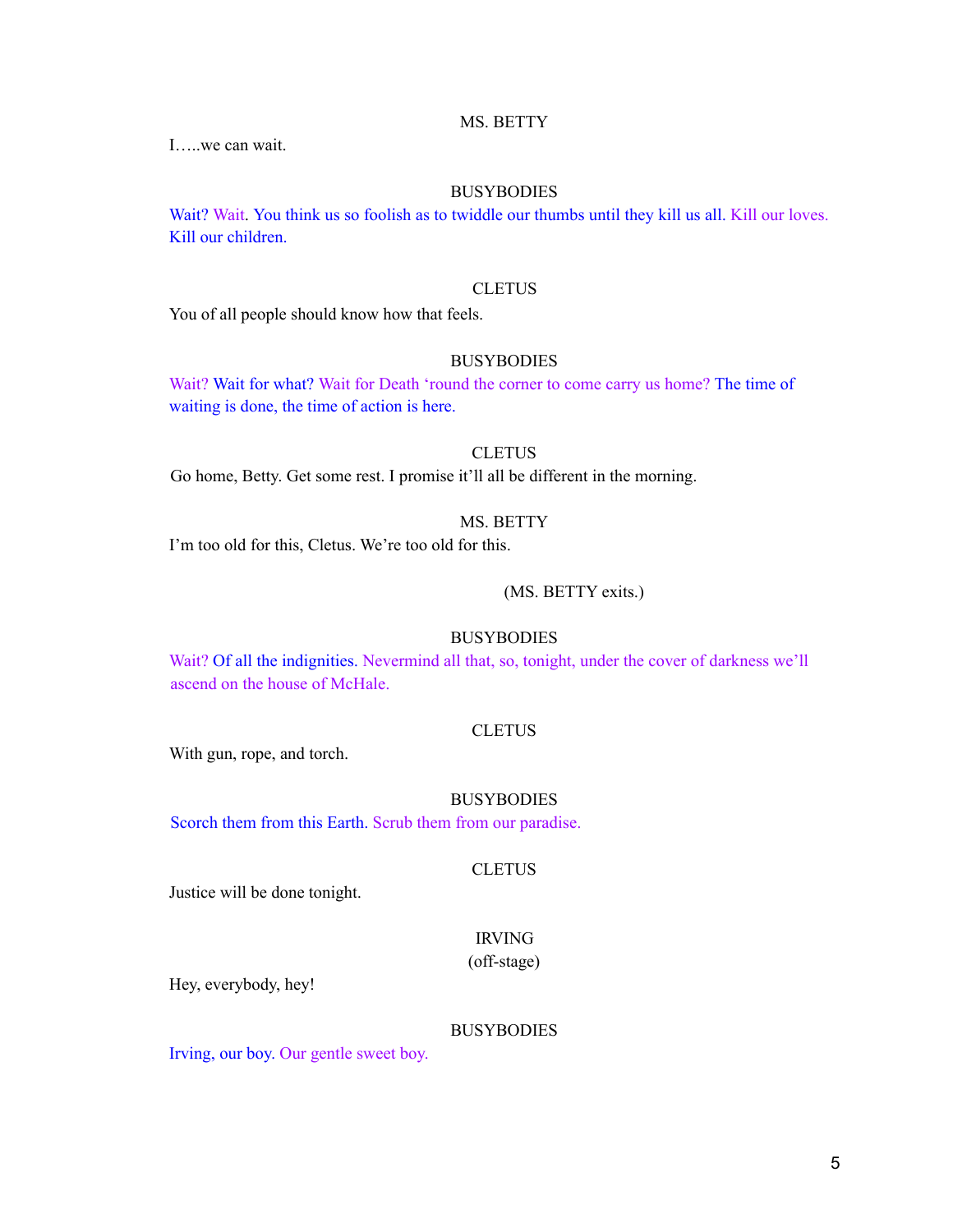MS. BETTY

I…..we can wait.

BUSYBODIES

Wait? Wait. You think us so foolish as to twiddle our thumbs until they kill us all. Kill our loves. Kill our children.

CLETUS

You of all people should know how that feels.

BUSYBODIES

Wait? Wait for what? Wait for Death 'round the corner to come carry us home? The time of waiting is done, the time of action is here.

CLETUS

Go home, Betty. Get some rest. I promise it'll all be different in the morning.

MS. BETTY

I'm too old for this, Cletus. We're too old for this.

(MS. BETTY exits.)

BUSYBODIES

Wait? Of all the indignities. Nevermind all that, so, tonight, under the cover of darkness we'll ascend on the house of McHale.

CLETUS

With gun, rope, and torch.

BUSYBODIES

Scorch them from this Earth. Scrub them from our paradise.

CLETUS

Justice will be done tonight.

IRVING
(off-stage)

Hey, everybody, hey!

BUSYBODIES

Irving, our boy. Our gentle sweet boy.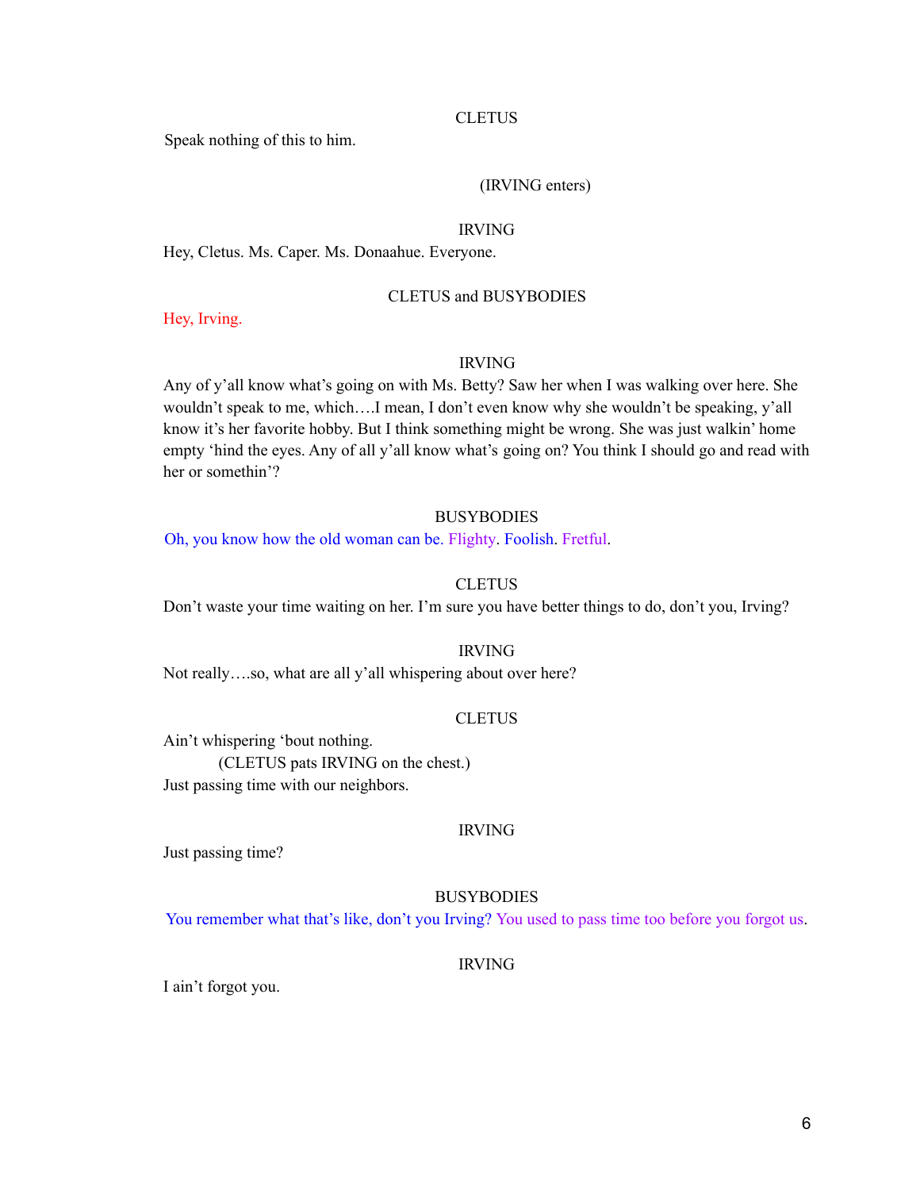CLETUS

Speak nothing of this to him.

(IRVING enters)

IRVING

Hey, Cletus. Ms. Caper. Ms. Donaahue. Everyone.

CLETUS and BUSYBODIES

Hey, Irving.

IRVING

Any of y'all know what's going on with Ms. Betty? Saw her when I was walking over here. She wouldn't speak to me, which….I mean, I don't even know why she wouldn't be speaking, y'all know it's her favorite hobby. But I think something might be wrong. She was just walkin' home empty 'hind the eyes. Any of all y'all know what's going on? You think I should go and read with her or somethin'?

BUSYBODIES

Oh, you know how the old woman can be. Flighty. Foolish. Fretful.

CLETUS

Don't waste your time waiting on her. I'm sure you have better things to do, don't you, Irving?

IRVING

Not really….so, what are all y'all whispering about over here?

CLETUS

Ain't whispering 'bout nothing.

(CLETUS pats IRVING on the chest.)

Just passing time with our neighbors.

IRVING

Just passing time?

BUSYBODIES

You remember what that's like, don't you Irving? You used to pass time too before you forgot us.

IRVING

I ain't forgot you.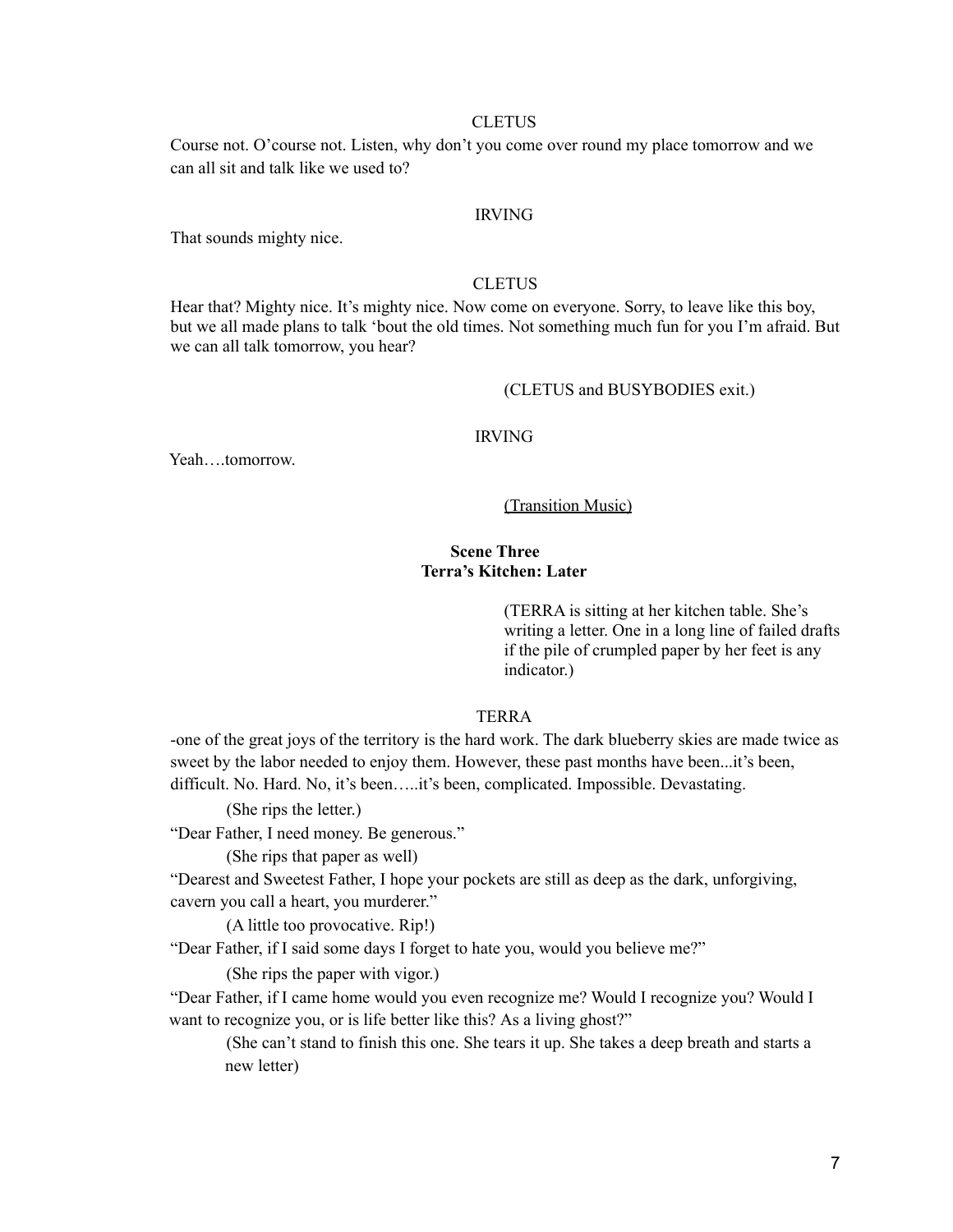CLETUS

Course not. O'course not. Listen, why don't you come over round my place tomorrow and we can all sit and talk like we used to?

IRVING

That sounds mighty nice.

CLETUS

Hear that? Mighty nice. It's mighty nice. Now come on everyone. Sorry, to leave like this boy, but we all made plans to talk 'bout the old times. Not something much fun for you I'm afraid. But we can all talk tomorrow, you hear?

(CLETUS and BUSYBODIES exit.)

IRVING

Yeah….tomorrow.

(Transition Music)

**Scene Three**
**Terra's Kitchen: Later**

(TERRA is sitting at her kitchen table. She's writing a letter. One in a long line of failed drafts if the pile of crumpled paper by her feet is any indicator.)

TERRA

-one of the great joys of the territory is the hard work. The dark blueberry skies are made twice as sweet by the labor needed to enjoy them. However, these past months have been...it's been, difficult. No. Hard. No, it's been…..it's been, complicated. Impossible. Devastating.

(She rips the letter.)

"Dear Father, I need money. Be generous."

(She rips that paper as well)

"Dearest and Sweetest Father, I hope your pockets are still as deep as the dark, unforgiving, cavern you call a heart, you murderer."

(A little too provocative. Rip!)

"Dear Father, if I said some days I forget to hate you, would you believe me?"

(She rips the paper with vigor.)

"Dear Father, if I came home would you even recognize me? Would I recognize you? Would I want to recognize you, or is life better like this? As a living ghost?"

(She can't stand to finish this one. She tears it up. She takes a deep breath and starts a new letter)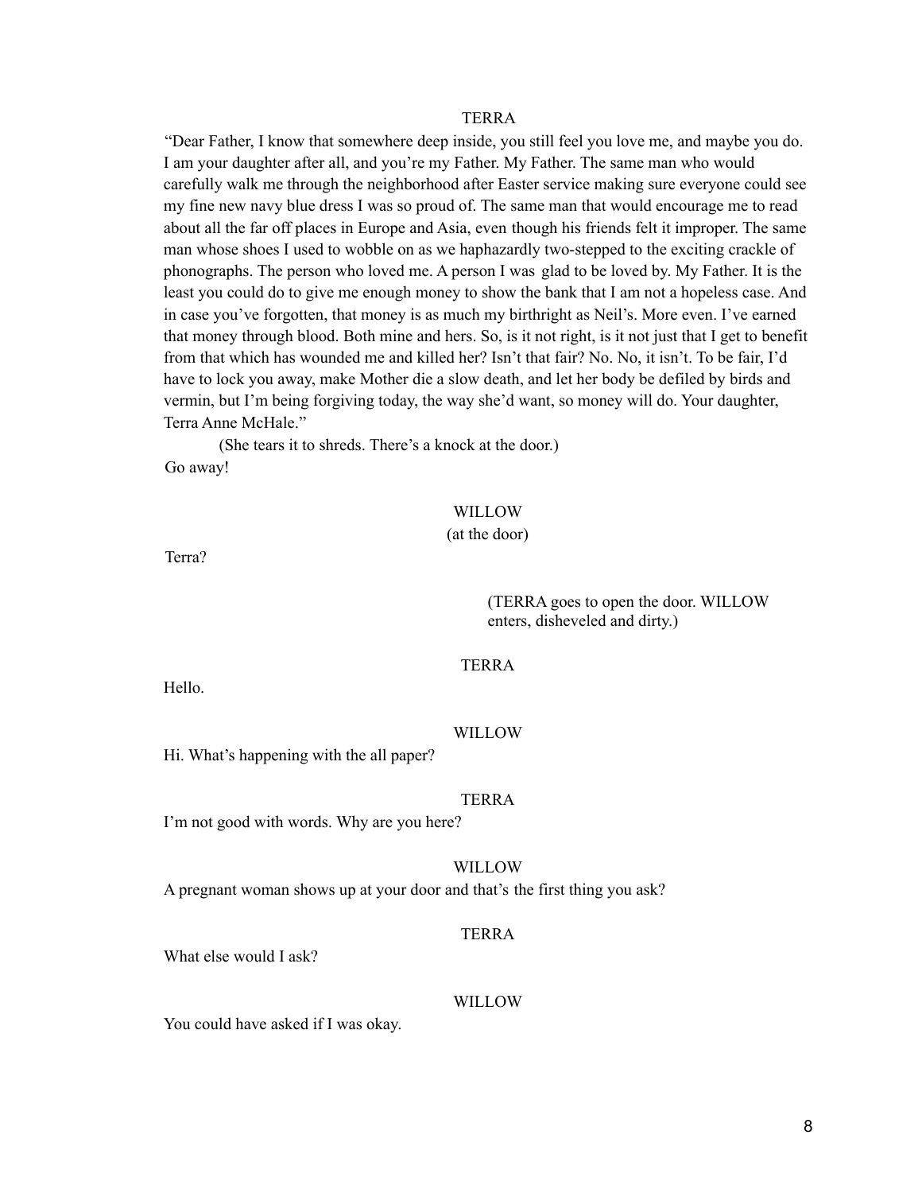TERRA

"Dear Father, I know that somewhere deep inside, you still feel you love me, and maybe you do. I am your daughter after all, and you're my Father. My Father. The same man who would carefully walk me through the neighborhood after Easter service making sure everyone could see my fine new navy blue dress I was so proud of. The same man that would encourage me to read about all the far off places in Europe and Asia, even though his friends felt it improper. The same man whose shoes I used to wobble on as we haphazardly two-stepped to the exciting crackle of phonographs. The person who loved me. A person I was glad to be loved by. My Father. It is the least you could do to give me enough money to show the bank that I am not a hopeless case. And in case you've forgotten, that money is as much my birthright as Neil's. More even. I've earned that money through blood. Both mine and hers. So, is it not right, is it not just that I get to benefit from that which has wounded me and killed her? Isn't that fair? No. No, it isn't. To be fair, I'd have to lock you away, make Mother die a slow death, and let her body be defiled by birds and vermin, but I'm being forgiving today, the way she'd want, so money will do. Your daughter, Terra Anne McHale."

(She tears it to shreds. There's a knock at the door.)

Go away!

WILLOW
(at the door)

Terra?

(TERRA goes to open the door. WILLOW enters, disheveled and dirty.)

TERRA

Hello.

WILLOW

Hi. What's happening with the all paper?

TERRA

I'm not good with words. Why are you here?

WILLOW

A pregnant woman shows up at your door and that's the first thing you ask?

TERRA

What else would I ask?

WILLOW

You could have asked if I was okay.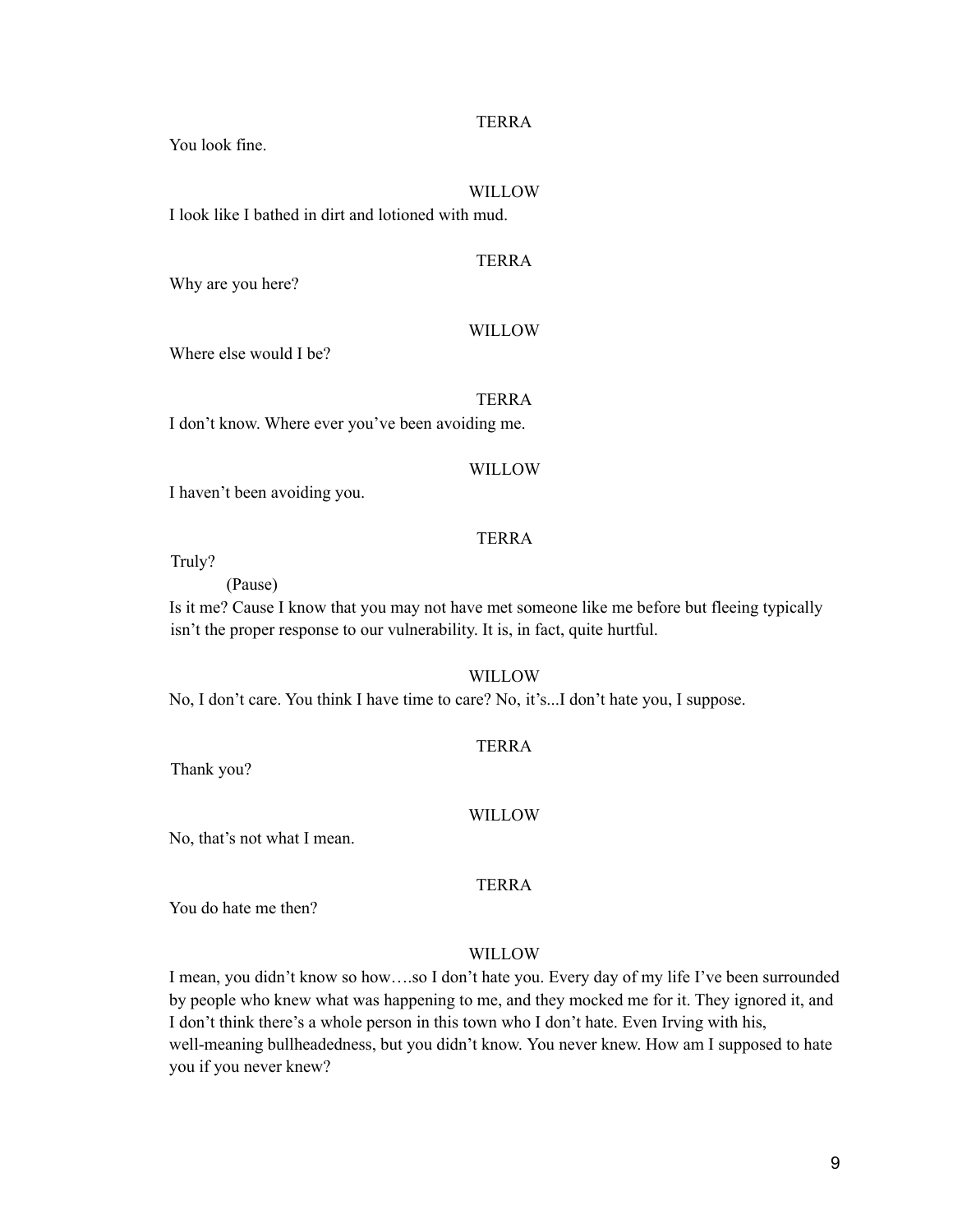TERRA

You look fine.

WILLOW

I look like I bathed in dirt and lotioned with mud.

TERRA

Why are you here?

WILLOW

Where else would I be?

TERRA

I don't know. Where ever you've been avoiding me.

WILLOW

I haven't been avoiding you.

TERRA

Truly?

(Pause)

Is it me? Cause I know that you may not have met someone like me before but fleeing typically isn't the proper response to our vulnerability. It is, in fact, quite hurtful.

WILLOW

No, I don't care. You think I have time to care? No, it's...I don't hate you, I suppose.

TERRA

Thank you?

WILLOW

No, that's not what I mean.

TERRA

You do hate me then?

WILLOW

I mean, you didn't know so how….so I don't hate you. Every day of my life I've been surrounded by people who knew what was happening to me, and they mocked me for it. They ignored it, and I don't think there's a whole person in this town who I don't hate. Even Irving with his, well-meaning bullheadedness, but you didn't know. You never knew. How am I supposed to hate you if you never knew?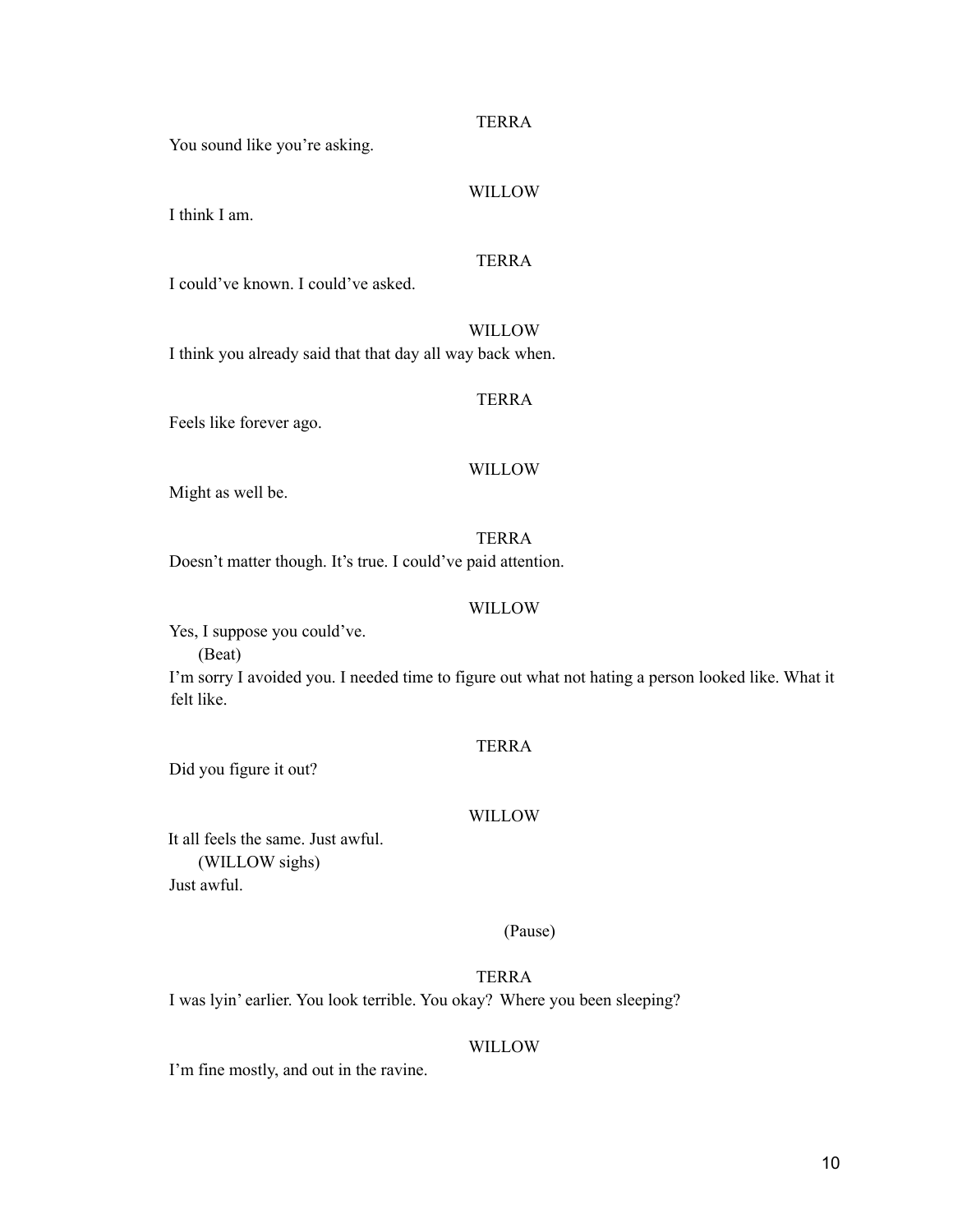TERRA

You sound like you're asking.

WILLOW

I think I am.

TERRA

I could've known. I could've asked.

WILLOW

I think you already said that that day all way back when.

TERRA

Feels like forever ago.

WILLOW

Might as well be.

TERRA

Doesn't matter though. It's true. I could've paid attention.

WILLOW

Yes, I suppose you could've.

(Beat)

I'm sorry I avoided you. I needed time to figure out what not hating a person looked like. What it felt like.

TERRA

Did you figure it out?

WILLOW

It all feels the same. Just awful.

(WILLOW sighs)

Just awful.

(Pause)

TERRA

I was lyin' earlier. You look terrible. You okay? Where you been sleeping?

WILLOW

I'm fine mostly, and out in the ravine.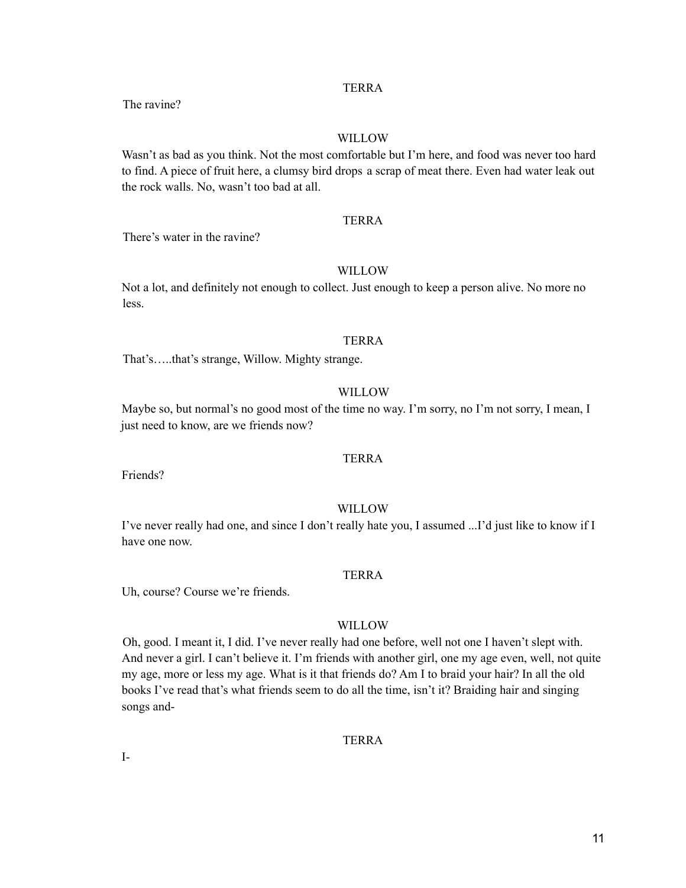TERRA

The ravine?

WILLOW

Wasn't as bad as you think. Not the most comfortable but I'm here, and food was never too hard to find. A piece of fruit here, a clumsy bird drops a scrap of meat there. Even had water leak out the rock walls. No, wasn't too bad at all.

TERRA

There's water in the ravine?

WILLOW

Not a lot, and definitely not enough to collect. Just enough to keep a person alive. No more no less.

TERRA

That's…..that's strange, Willow. Mighty strange.

WILLOW

Maybe so, but normal's no good most of the time no way. I'm sorry, no I'm not sorry, I mean, I just need to know, are we friends now?

TERRA

Friends?

WILLOW

I've never really had one, and since I don't really hate you, I assumed ...I'd just like to know if I have one now.

TERRA

Uh, course? Course we're friends.

WILLOW

Oh, good. I meant it, I did. I've never really had one before, well not one I haven't slept with. And never a girl. I can't believe it. I'm friends with another girl, one my age even, well, not quite my age, more or less my age. What is it that friends do? Am I to braid your hair? In all the old books I've read that's what friends seem to do all the time, isn't it? Braiding hair and singing songs and-

TERRA

I-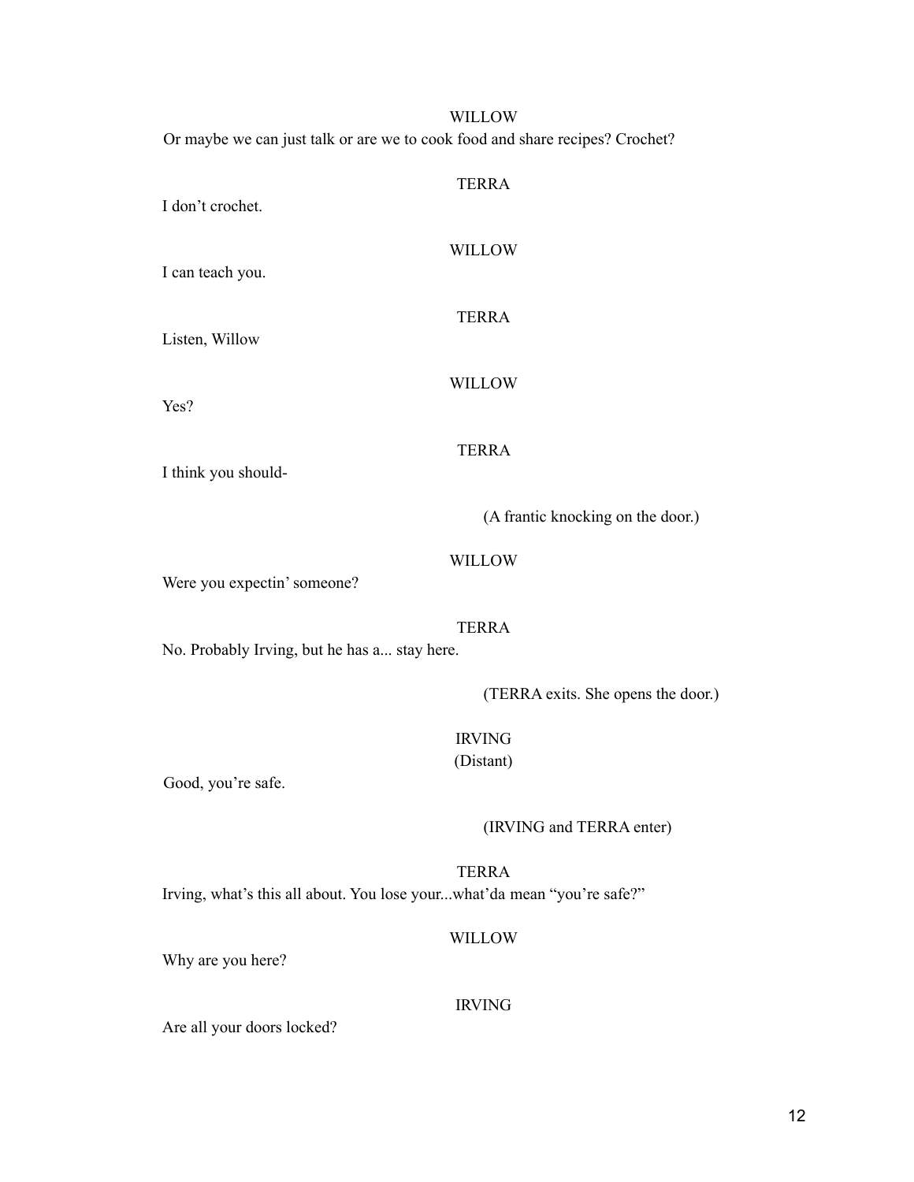WILLOW

Or maybe we can just talk or are we to cook food and share recipes? Crochet?

TERRA

I don't crochet.

WILLOW

I can teach you.

TERRA

Listen, Willow

WILLOW

Yes?

TERRA

I think you should-

(A frantic knocking on the door.)

WILLOW

Were you expectin' someone?

TERRA

No. Probably Irving, but he has a... stay here.

(TERRA exits. She opens the door.)

IRVING
(Distant)

Good, you're safe.

(IRVING and TERRA enter)

TERRA

Irving, what's this all about. You lose your...what'da mean "you're safe?"

WILLOW

Why are you here?

IRVING

Are all your doors locked?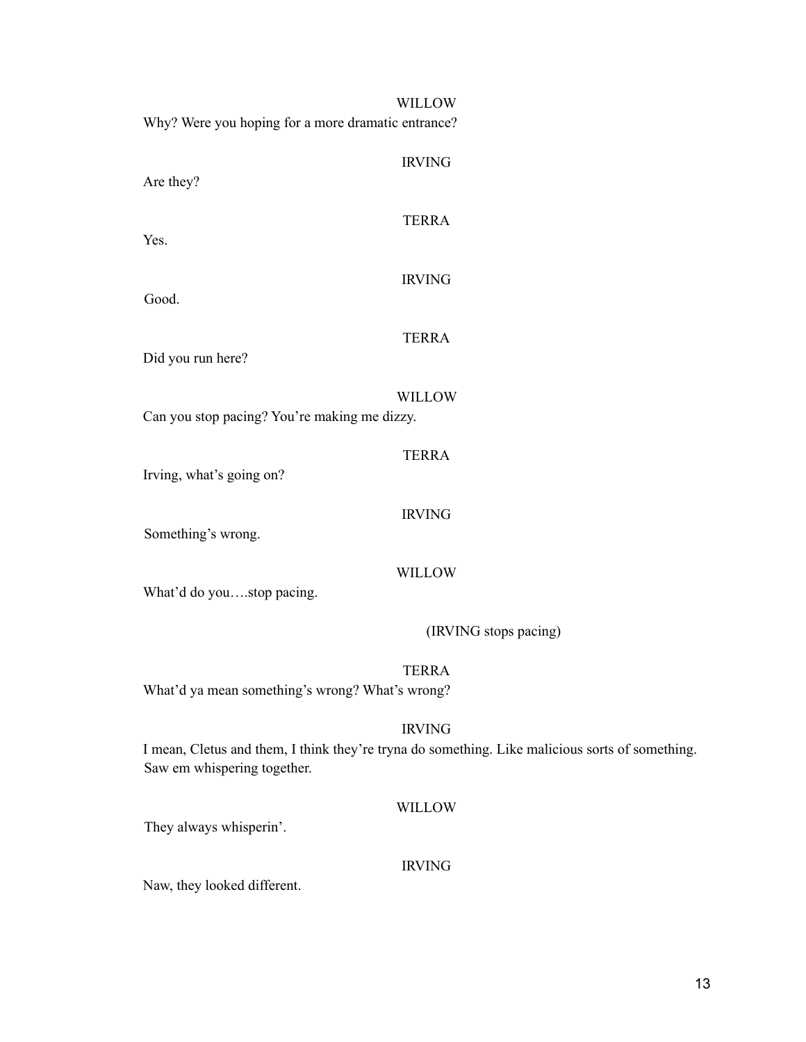WILLOW

Why? Were you hoping for a more dramatic entrance?

IRVING

Are they?

TERRA

Yes.

IRVING

Good.

TERRA

Did you run here?

WILLOW

Can you stop pacing? You're making me dizzy.

TERRA

Irving, what's going on?

IRVING

Something's wrong.

WILLOW

What'd do you….stop pacing.

(IRVING stops pacing)

TERRA

What'd ya mean something's wrong? What's wrong?

IRVING

I mean, Cletus and them, I think they're tryna do something. Like malicious sorts of something. Saw em whispering together.

WILLOW

They always whisperin'.

IRVING

Naw, they looked different.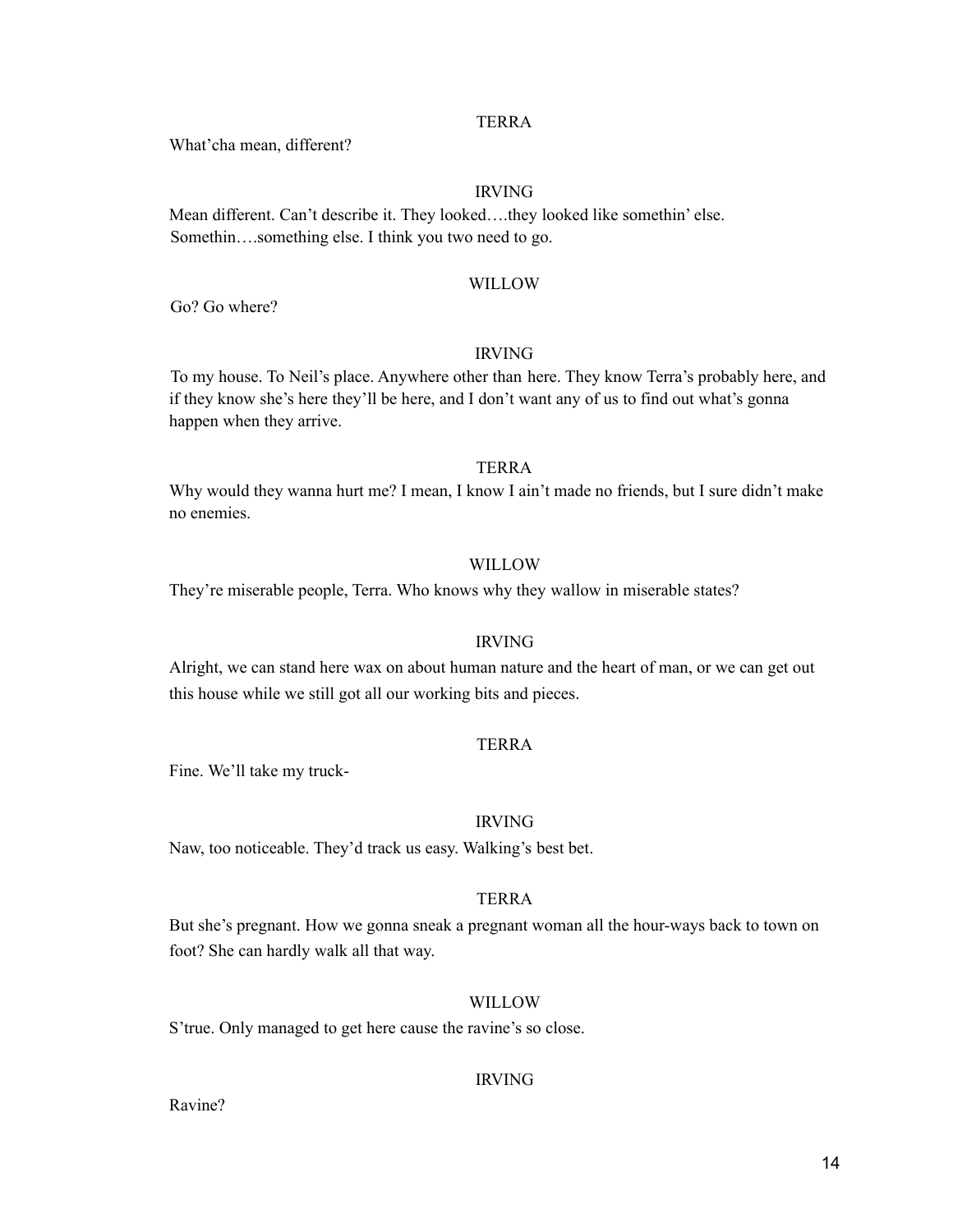TERRA

What'cha mean, different?

IRVING

Mean different. Can't describe it. They looked….they looked like somethin' else. Somethin….something else. I think you two need to go.

WILLOW

Go? Go where?

IRVING

To my house. To Neil's place. Anywhere other than here. They know Terra's probably here, and if they know she's here they'll be here, and I don't want any of us to find out what's gonna happen when they arrive.

TERRA

Why would they wanna hurt me? I mean, I know I ain't made no friends, but I sure didn't make no enemies.

WILLOW

They're miserable people, Terra. Who knows why they wallow in miserable states?

IRVING

Alright, we can stand here wax on about human nature and the heart of man, or we can get out this house while we still got all our working bits and pieces.

TERRA

Fine. We'll take my truck-

IRVING

Naw, too noticeable. They'd track us easy. Walking's best bet.

TERRA

But she's pregnant. How we gonna sneak a pregnant woman all the hour-ways back to town on foot? She can hardly walk all that way.

WILLOW

S'true. Only managed to get here cause the ravine's so close.

IRVING

Ravine?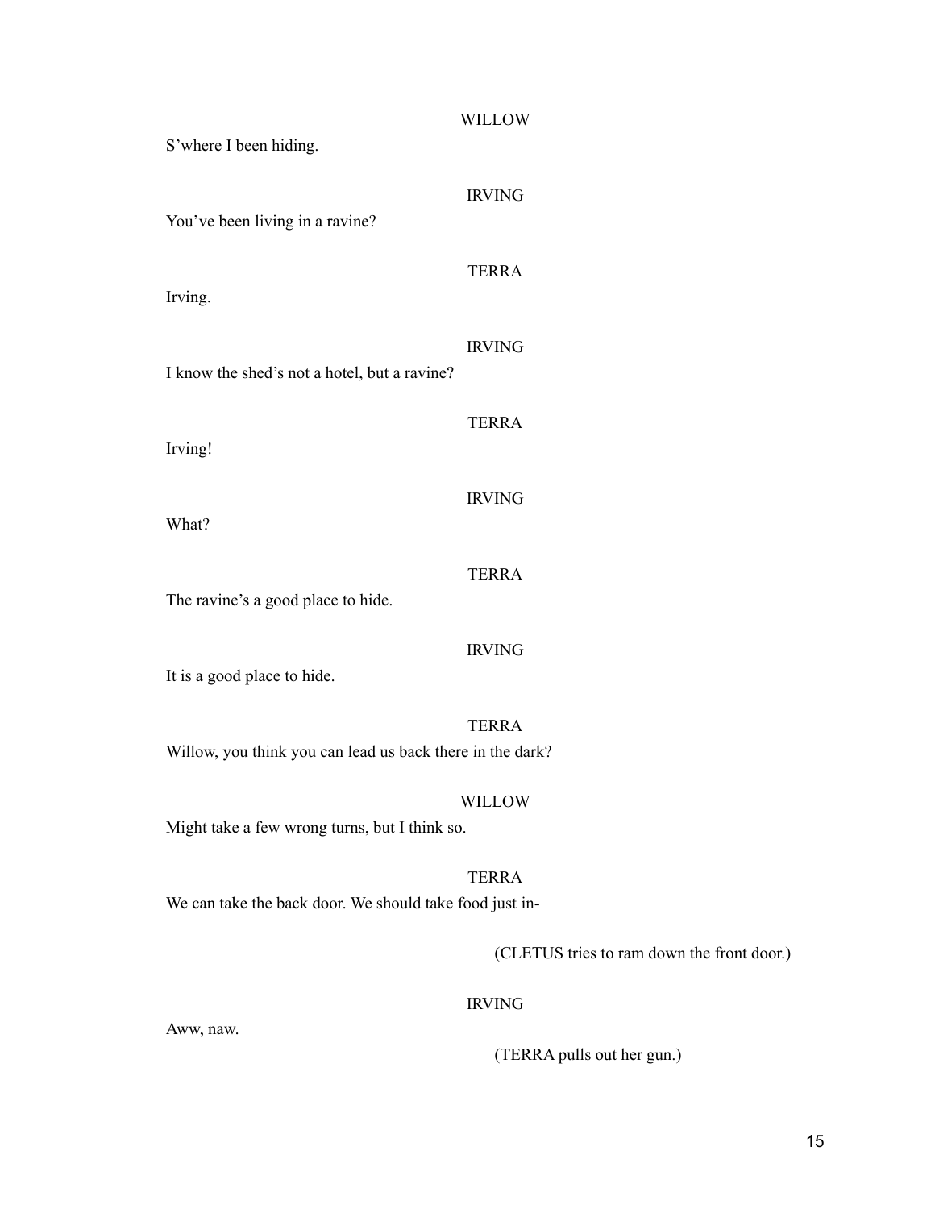WILLOW

S'where I been hiding.

IRVING

You've been living in a ravine?

TERRA

Irving.

IRVING

I know the shed's not a hotel, but a ravine?

TERRA

Irving!

IRVING

What?

TERRA

The ravine's a good place to hide.

IRVING

It is a good place to hide.

TERRA

Willow, you think you can lead us back there in the dark?

WILLOW

Might take a few wrong turns, but I think so.

TERRA

We can take the back door. We should take food just in-

(CLETUS tries to ram down the front door.)

IRVING

Aww, naw.

(TERRA pulls out her gun.)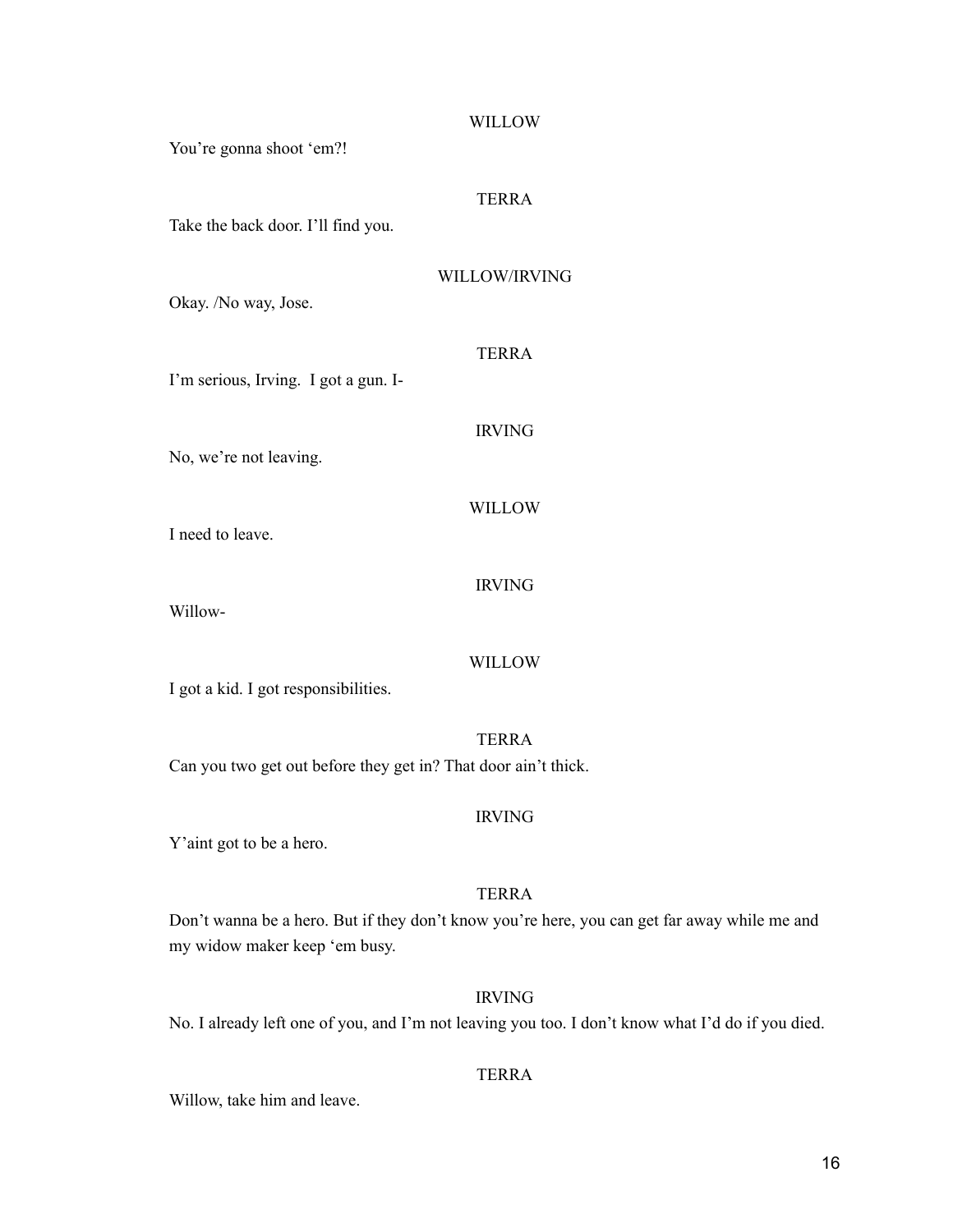WILLOW

You're gonna shoot 'em?!

TERRA

Take the back door. I'll find you.

WILLOW/IRVING

Okay. /No way, Jose.

TERRA

I'm serious, Irving. I got a gun. I-

IRVING

No, we're not leaving.

WILLOW

I need to leave.

IRVING

Willow-

WILLOW

I got a kid. I got responsibilities.

TERRA

Can you two get out before they get in? That door ain't thick.

IRVING

Y'aint got to be a hero.

TERRA

Don't wanna be a hero. But if they don't know you're here, you can get far away while me and my widow maker keep 'em busy.

IRVING

No. I already left one of you, and I'm not leaving you too. I don't know what I'd do if you died.

TERRA

Willow, take him and leave.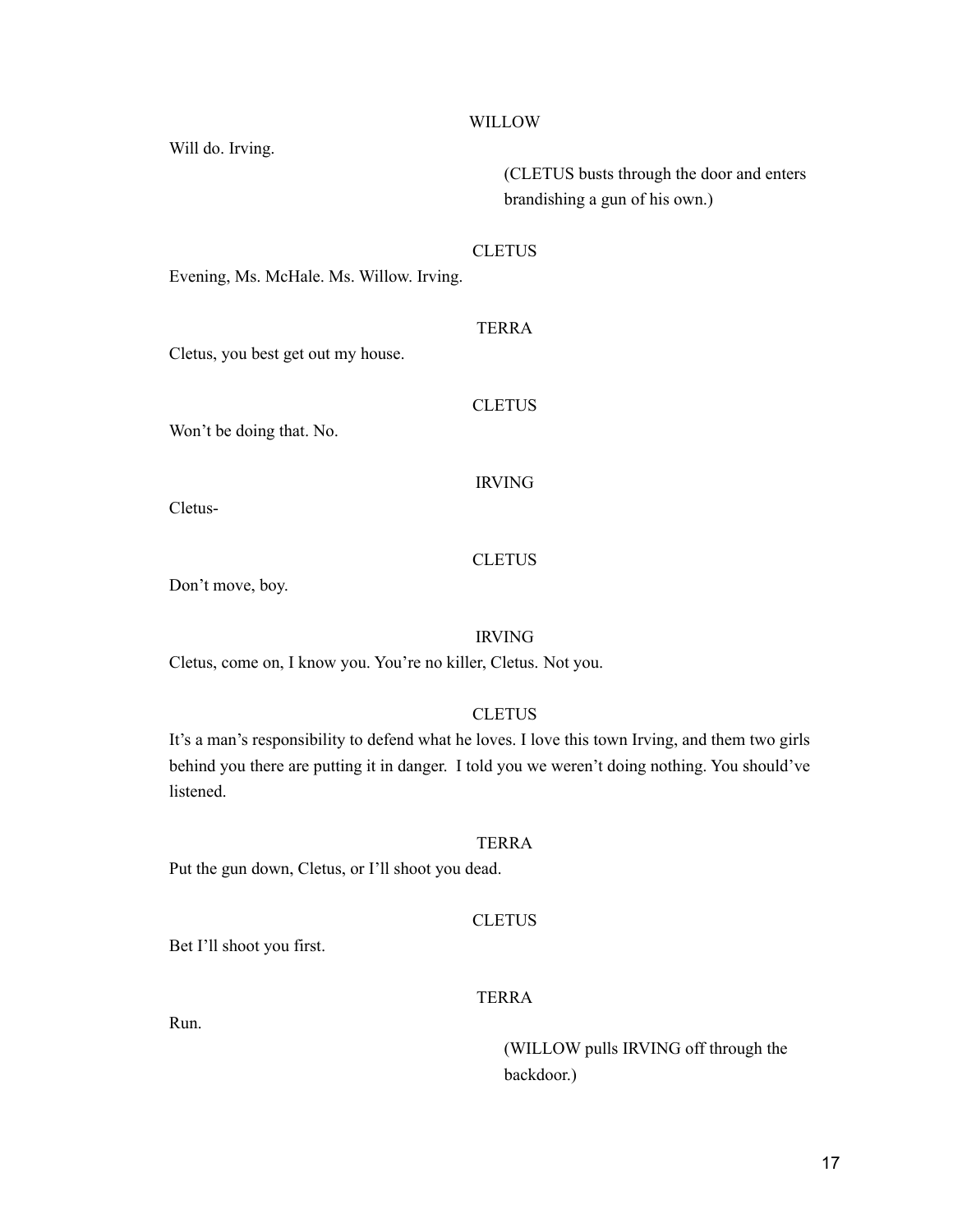WILLOW

Will do. Irving.

(CLETUS busts through the door and enters brandishing a gun of his own.)

CLETUS

Evening, Ms. McHale. Ms. Willow. Irving.

TERRA

Cletus, you best get out my house.

CLETUS

Won't be doing that. No.

IRVING

Cletus-

CLETUS

Don't move, boy.

IRVING

Cletus, come on, I know you. You're no killer, Cletus. Not you.

CLETUS

It's a man's responsibility to defend what he loves. I love this town Irving, and them two girls behind you there are putting it in danger. I told you we weren't doing nothing. You should've listened.

TERRA

Put the gun down, Cletus, or I'll shoot you dead.

CLETUS

Bet I'll shoot you first.

TERRA

Run.

(WILLOW pulls IRVING off through the backdoor.)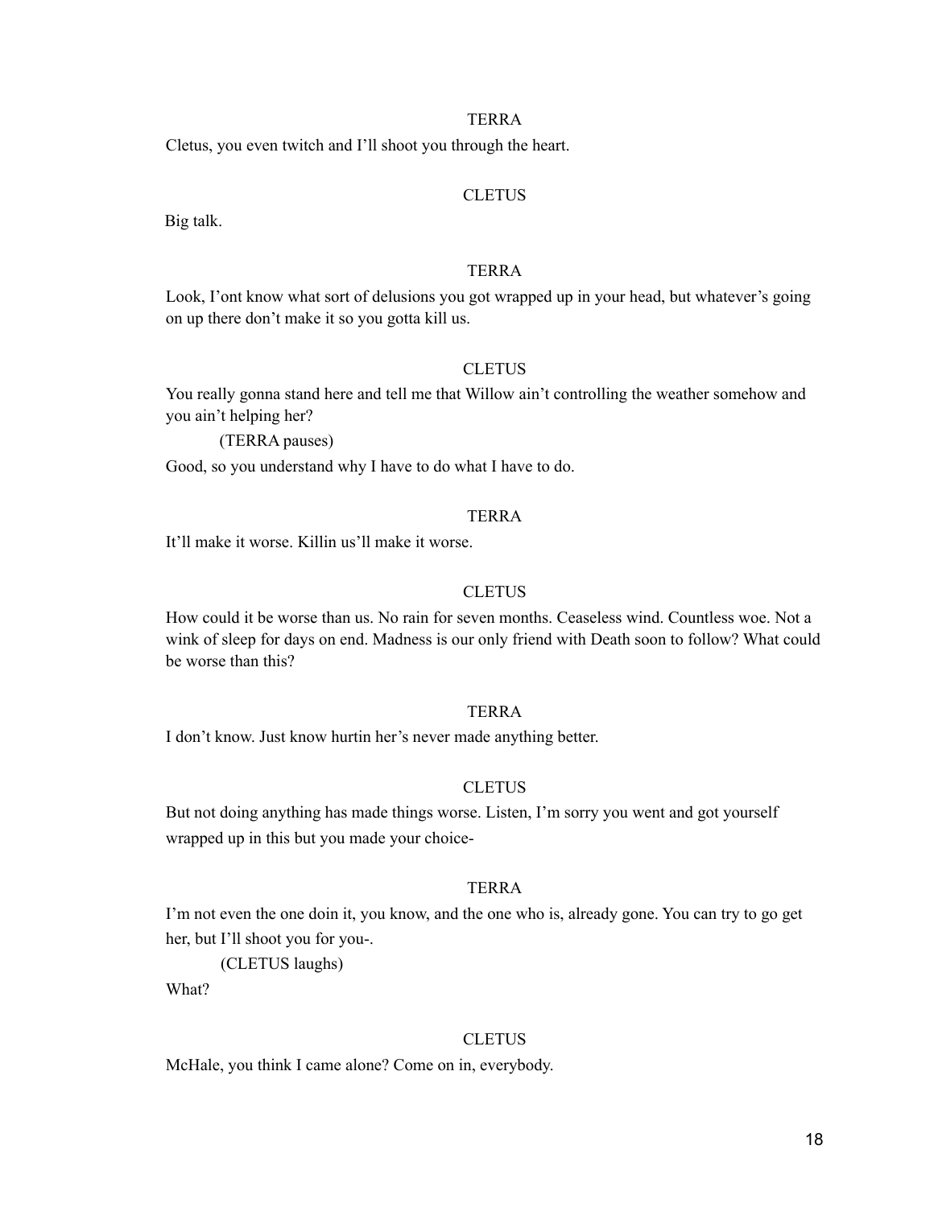TERRA

Cletus, you even twitch and I'll shoot you through the heart.

CLETUS

Big talk.

TERRA

Look, I'ont know what sort of delusions you got wrapped up in your head, but whatever's going on up there don't make it so you gotta kill us.

CLETUS

You really gonna stand here and tell me that Willow ain't controlling the weather somehow and you ain't helping her?

(TERRA pauses)

Good, so you understand why I have to do what I have to do.

TERRA

It'll make it worse. Killin us'll make it worse.

CLETUS

How could it be worse than us. No rain for seven months. Ceaseless wind. Countless woe. Not a wink of sleep for days on end. Madness is our only friend with Death soon to follow? What could be worse than this?

TERRA

I don't know. Just know hurtin her's never made anything better.

CLETUS

But not doing anything has made things worse. Listen, I'm sorry you went and got yourself wrapped up in this but you made your choice-

TERRA

I'm not even the one doin it, you know, and the one who is, already gone. You can try to go get her, but I'll shoot you for you-.

(CLETUS laughs)

What?

CLETUS

McHale, you think I came alone? Come on in, everybody.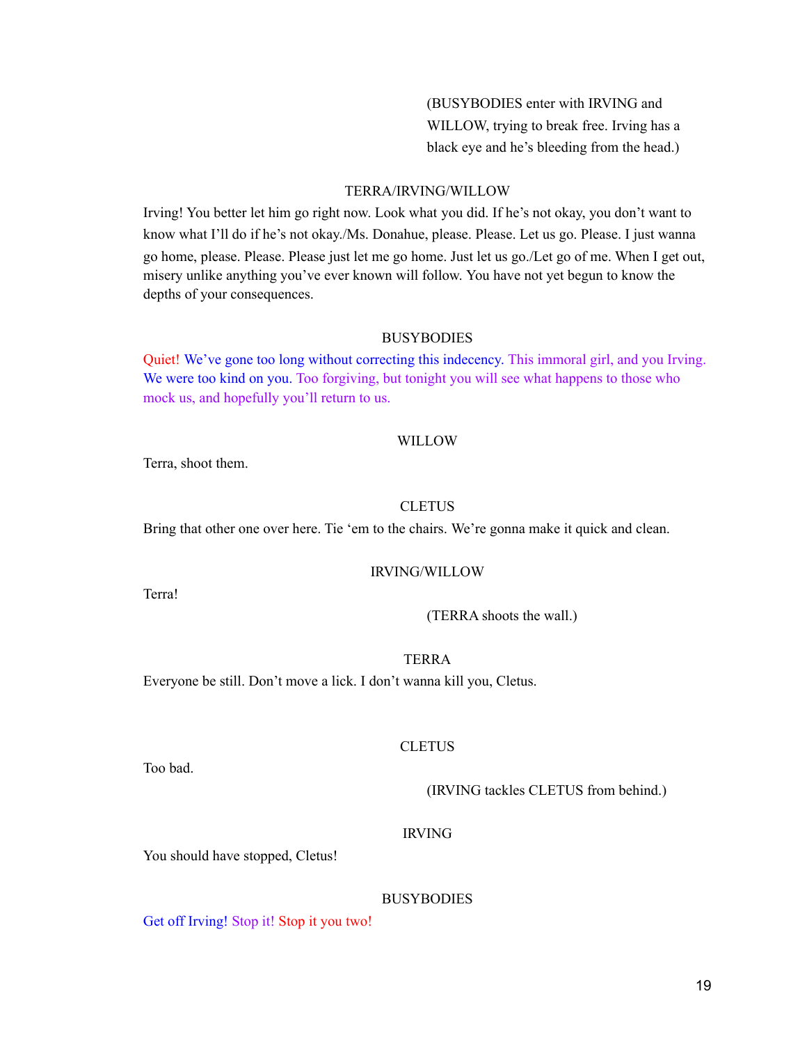(BUSYBODIES enter with IRVING and WILLOW, trying to break free. Irving has a black eye and he's bleeding from the head.)

TERRA/IRVING/WILLOW

Irving! You better let him go right now. Look what you did. If he's not okay, you don't want to know what I'll do if he's not okay./Ms. Donahue, please. Please. Let us go. Please. I just wanna go home, please. Please. Please just let me go home. Just let us go./Let go of me. When I get out, misery unlike anything you've ever known will follow. You have not yet begun to know the depths of your consequences.

BUSYBODIES

Quiet! We've gone too long without correcting this indecency. This immoral girl, and you Irving. We were too kind on you. Too forgiving, but tonight you will see what happens to those who mock us, and hopefully you'll return to us.

WILLOW

Terra, shoot them.

CLETUS

Bring that other one over here. Tie 'em to the chairs. We're gonna make it quick and clean.

IRVING/WILLOW

Terra!

(TERRA shoots the wall.)

TERRA

Everyone be still. Don't move a lick. I don't wanna kill you, Cletus.

CLETUS

Too bad.

(IRVING tackles CLETUS from behind.)

IRVING

You should have stopped, Cletus!

BUSYBODIES

Get off Irving! Stop it! Stop it you two!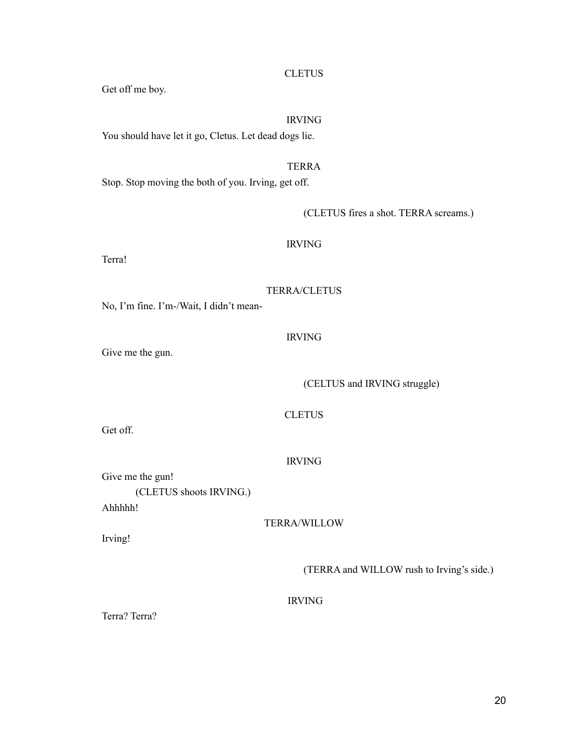CLETUS

Get off me boy.

IRVING

You should have let it go, Cletus. Let dead dogs lie.

TERRA

Stop. Stop moving the both of you. Irving, get off.

(CLETUS fires a shot. TERRA screams.)

IRVING

Terra!

TERRA/CLETUS

No, I'm fine. I'm-/Wait, I didn't mean-

IRVING

Give me the gun.

(CELTUS and IRVING struggle)

CLETUS

Get off.

IRVING

Give me the gun!

(CLETUS shoots IRVING.)

Ahhhhh!

TERRA/WILLOW

Irving!

(TERRA and WILLOW rush to Irving's side.)

IRVING

Terra? Terra?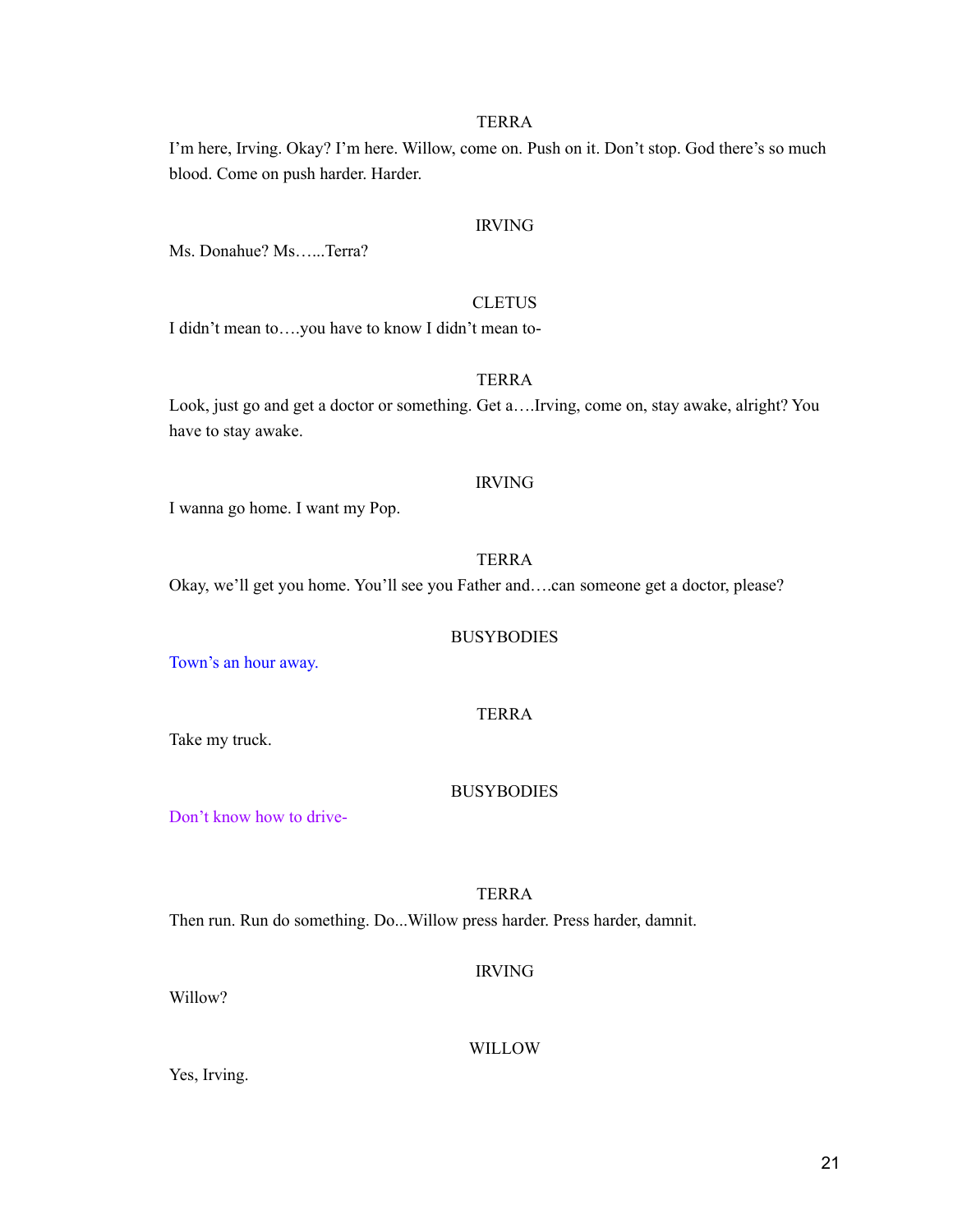TERRA

I'm here, Irving. Okay? I'm here. Willow, come on. Push on it. Don't stop. God there's so much blood. Come on push harder. Harder.

IRVING

Ms. Donahue? Ms…...Terra?

CLETUS

I didn't mean to….you have to know I didn't mean to-

TERRA

Look, just go and get a doctor or something. Get a….Irving, come on, stay awake, alright? You have to stay awake.

IRVING

I wanna go home. I want my Pop.

TERRA

Okay, we'll get you home. You'll see you Father and….can someone get a doctor, please?

BUSYBODIES

Town's an hour away.

TERRA

Take my truck.

BUSYBODIES

Don't know how to drive-

TERRA

Then run. Run do something. Do...Willow press harder. Press harder, damnit.

IRVING

Willow?

WILLOW

Yes, Irving.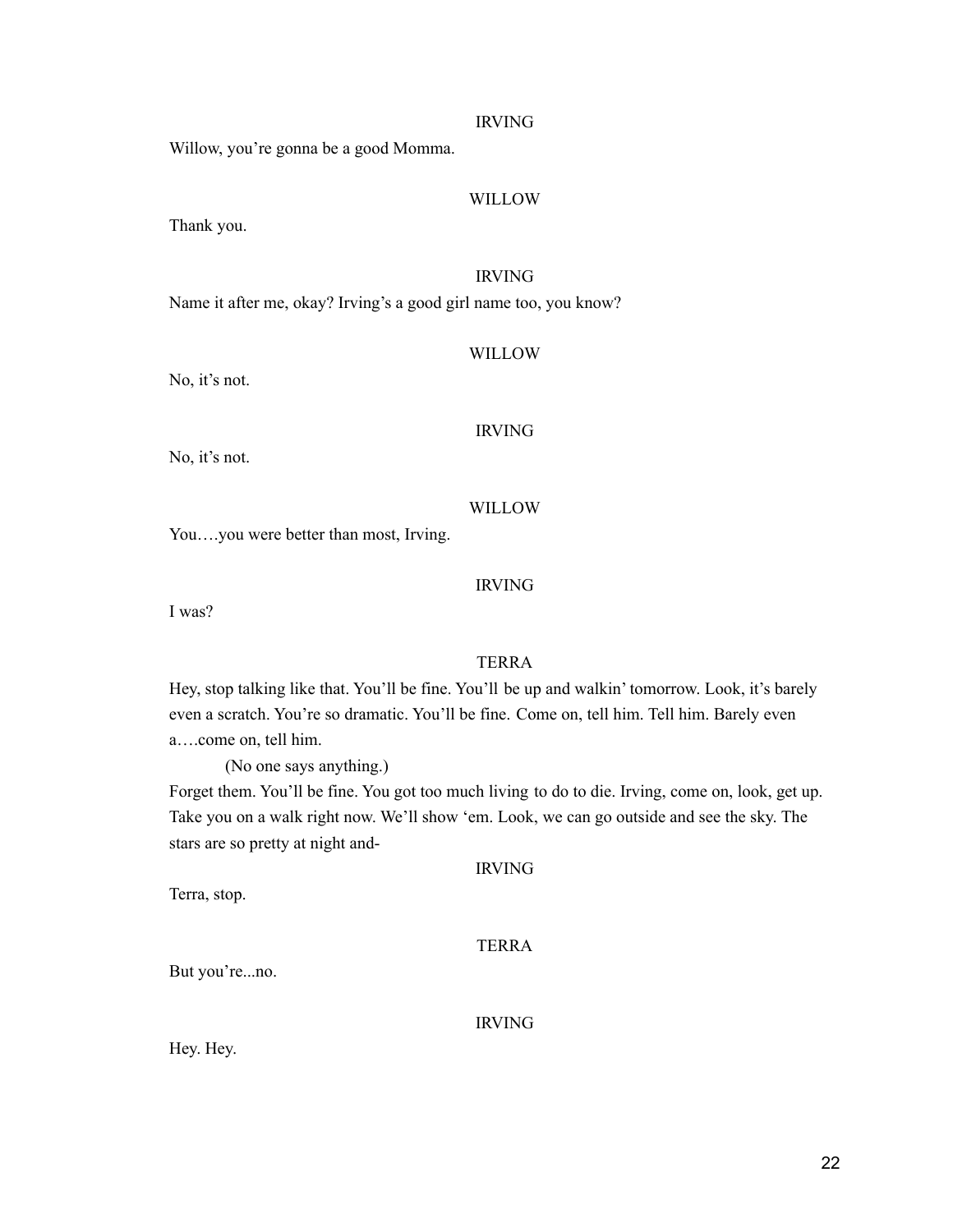IRVING

Willow, you're gonna be a good Momma.

WILLOW

Thank you.

IRVING

Name it after me, okay? Irving's a good girl name too, you know?

WILLOW

No, it's not.

IRVING

No, it's not.

WILLOW

You….you were better than most, Irving.

IRVING

I was?

TERRA

Hey, stop talking like that. You'll be fine. You'll be up and walkin' tomorrow. Look, it's barely even a scratch. You're so dramatic. You'll be fine. Come on, tell him. Tell him. Barely even a….come on, tell him.

(No one says anything.)

Forget them. You'll be fine. You got too much living to do to die. Irving, come on, look, get up. Take you on a walk right now. We'll show 'em. Look, we can go outside and see the sky. The stars are so pretty at night and-

IRVING

Terra, stop.

TERRA

But you're...no.

IRVING

Hey. Hey.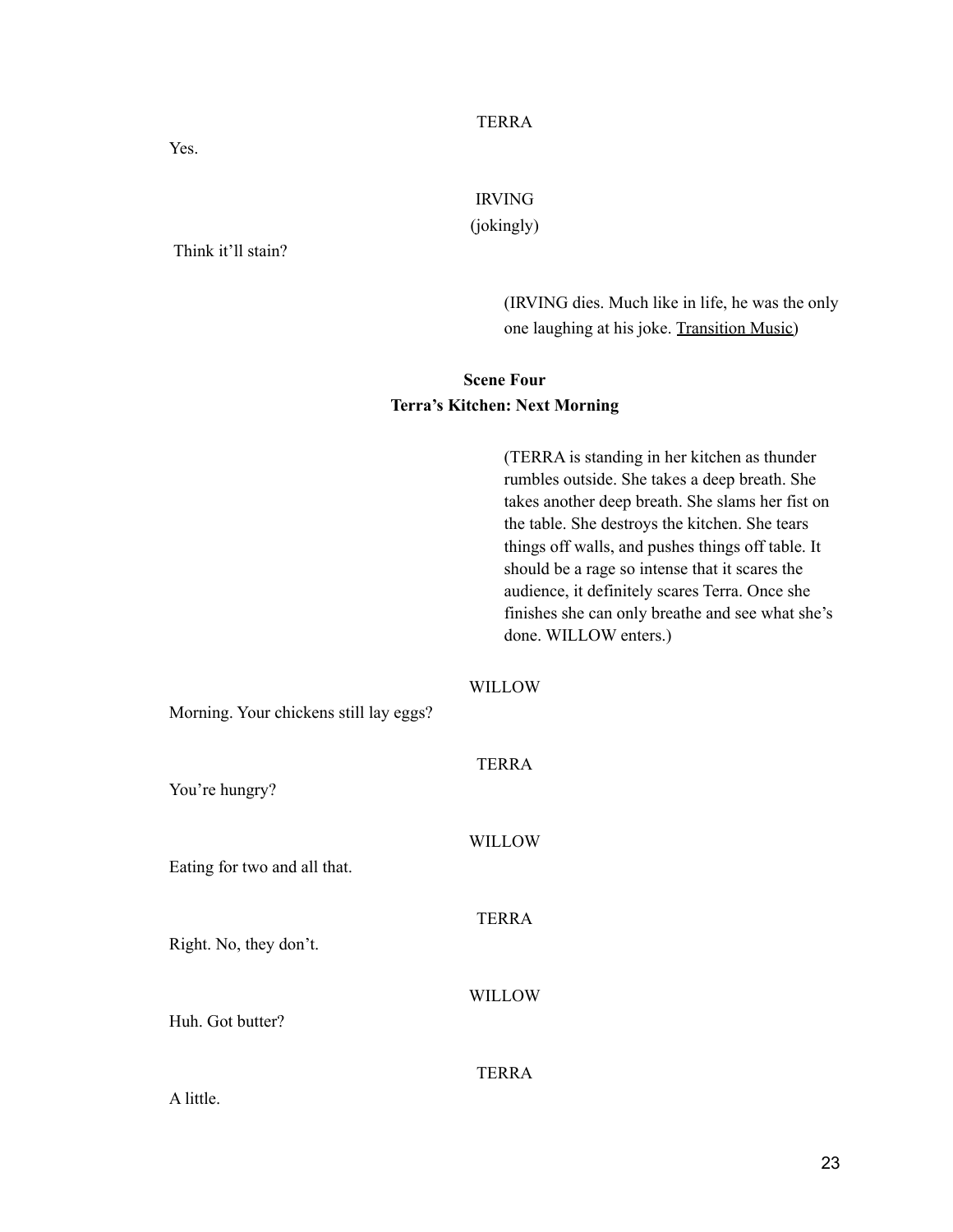TERRA

Yes.

IRVING

(jokingly)

Think it'll stain?

(IRVING dies. Much like in life, he was the only one laughing at his joke. <u>Transition Music</u>)

**Scene Four**

**Terra's Kitchen: Next Morning**

(TERRA is standing in her kitchen as thunder rumbles outside. She takes a deep breath. She takes another deep breath. She slams her fist on the table. She destroys the kitchen. She tears things off walls, and pushes things off table. It should be a rage so intense that it scares the audience, it definitely scares Terra. Once she finishes she can only breathe and see what she's done. WILLOW enters.)

WILLOW

Morning. Your chickens still lay eggs?

TERRA

You're hungry?

WILLOW

Eating for two and all that.

TERRA

Right. No, they don't.

WILLOW

Huh. Got butter?

TERRA

A little.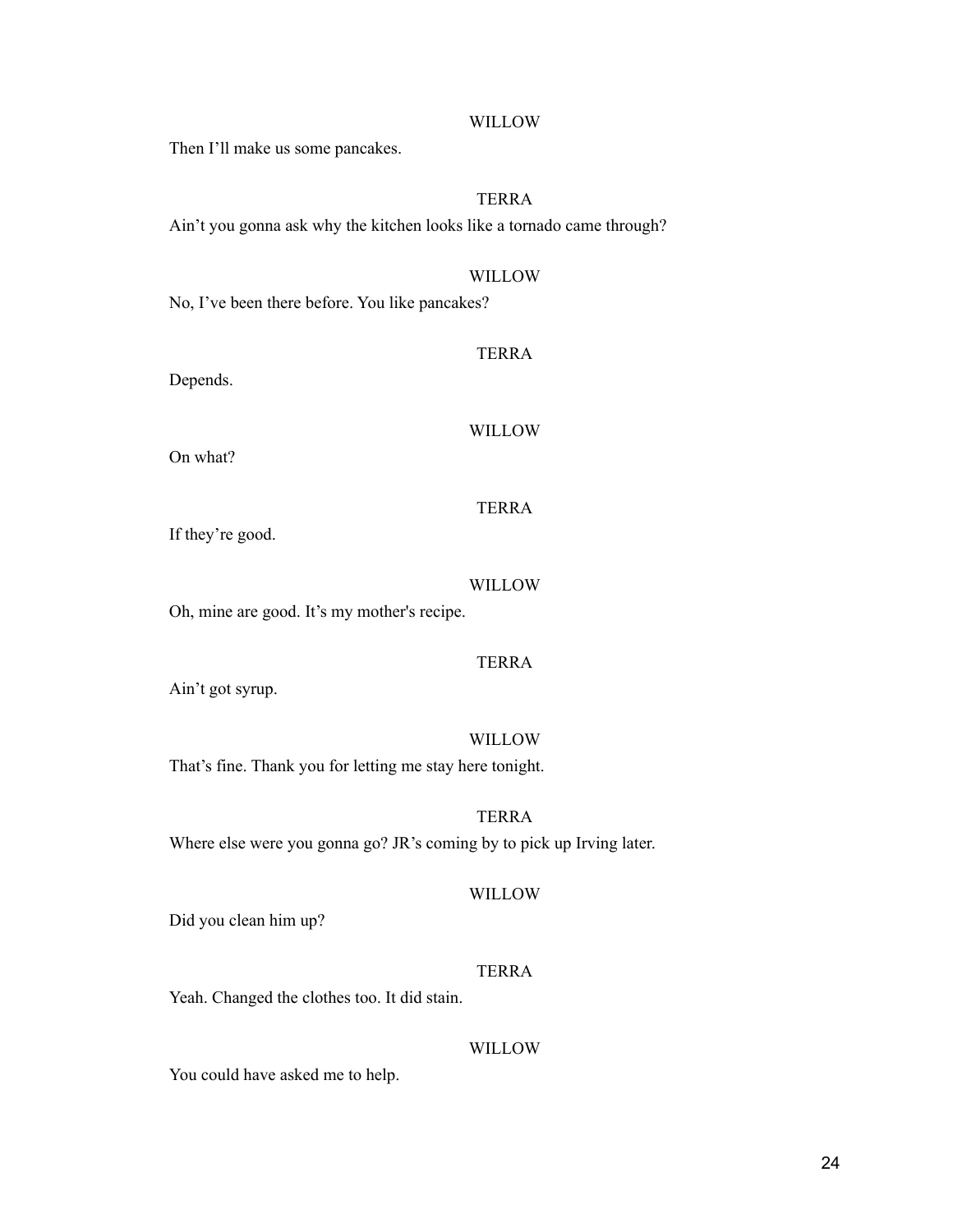WILLOW

Then I'll make us some pancakes.

TERRA

Ain't you gonna ask why the kitchen looks like a tornado came through?

WILLOW

No, I've been there before. You like pancakes?

TERRA

Depends.

WILLOW

On what?

TERRA

If they're good.

WILLOW

Oh, mine are good. It's my mother's recipe.

TERRA

Ain't got syrup.

WILLOW

That's fine. Thank you for letting me stay here tonight.

TERRA

Where else were you gonna go? JR's coming by to pick up Irving later.

WILLOW

Did you clean him up?

TERRA

Yeah. Changed the clothes too. It did stain.

WILLOW

You could have asked me to help.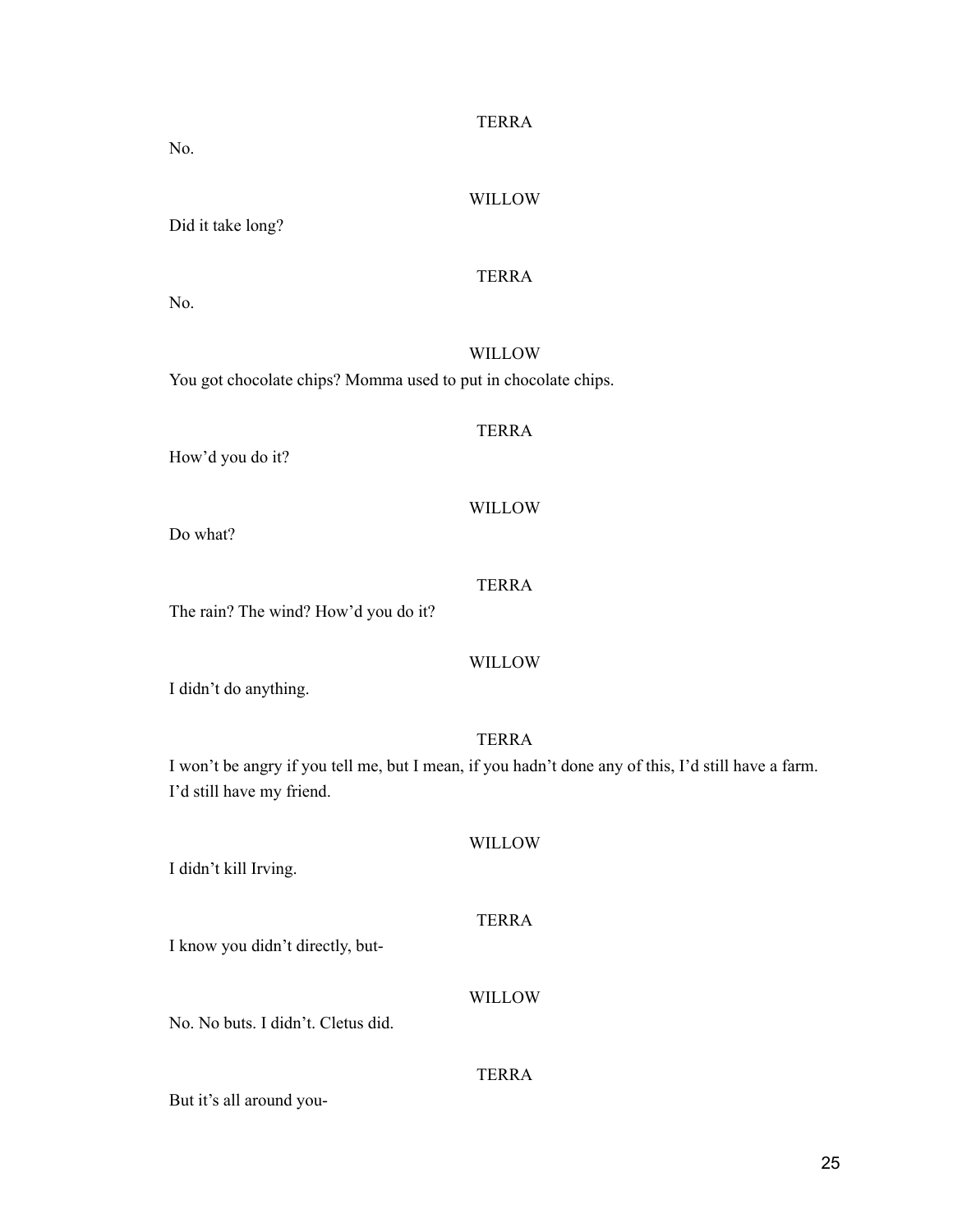TERRA

No.

WILLOW

Did it take long?

TERRA

No.

WILLOW

You got chocolate chips? Momma used to put in chocolate chips.

TERRA

How'd you do it?

WILLOW

Do what?

TERRA

The rain? The wind? How'd you do it?

WILLOW

I didn't do anything.

TERRA

I won't be angry if you tell me, but I mean, if you hadn't done any of this, I'd still have a farm. I'd still have my friend.

WILLOW

I didn't kill Irving.

TERRA

I know you didn't directly, but-

WILLOW

No. No buts. I didn't. Cletus did.

TERRA

But it's all around you-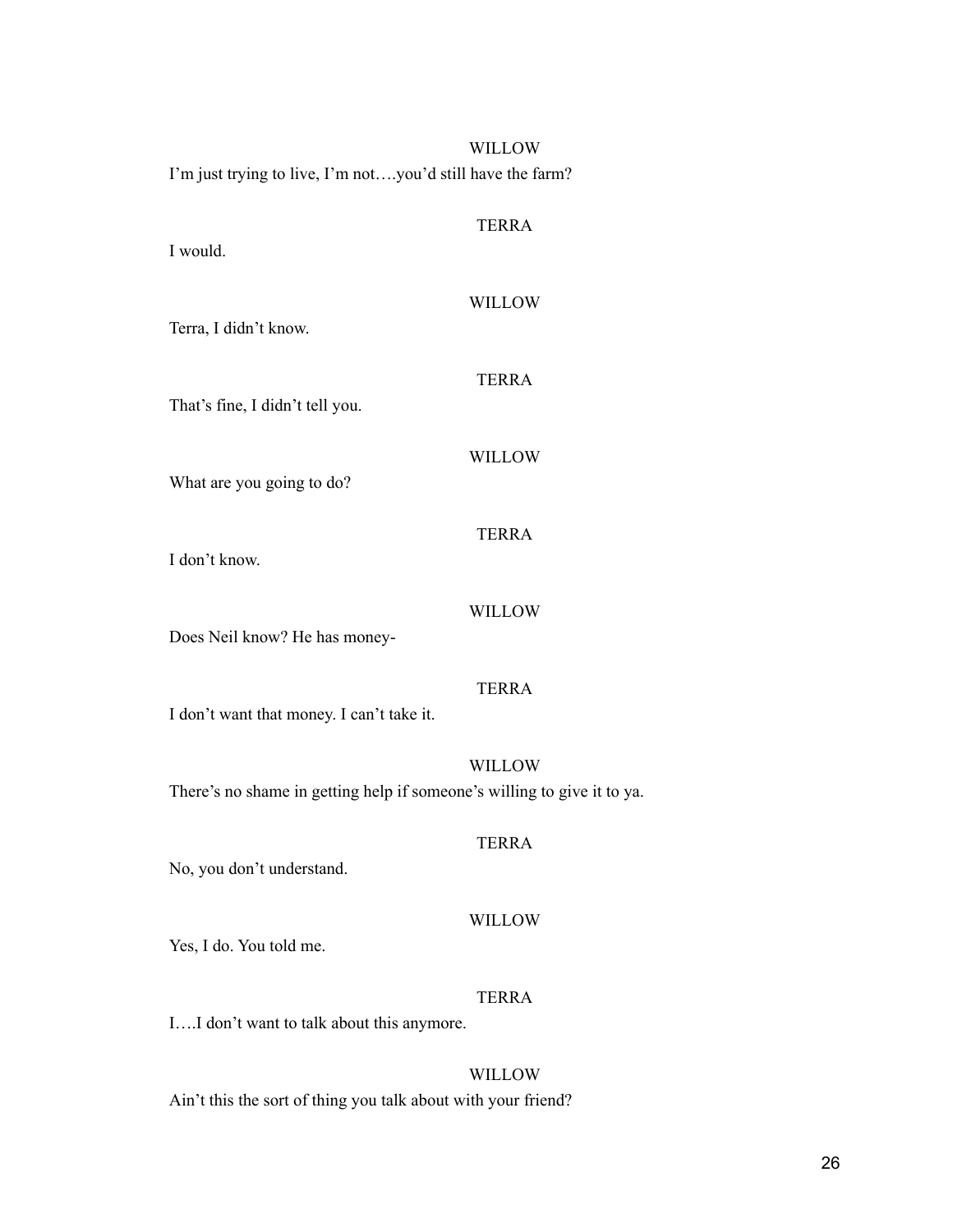WILLOW

I'm just trying to live, I'm not….you'd still have the farm?

TERRA

I would.

WILLOW

Terra, I didn't know.

TERRA

That's fine, I didn't tell you.

WILLOW

What are you going to do?

TERRA

I don't know.

WILLOW

Does Neil know? He has money-

TERRA

I don't want that money. I can't take it.

WILLOW

There's no shame in getting help if someone's willing to give it to ya.

TERRA

No, you don't understand.

WILLOW

Yes, I do. You told me.

TERRA

I….I don't want to talk about this anymore.

WILLOW

Ain't this the sort of thing you talk about with your friend?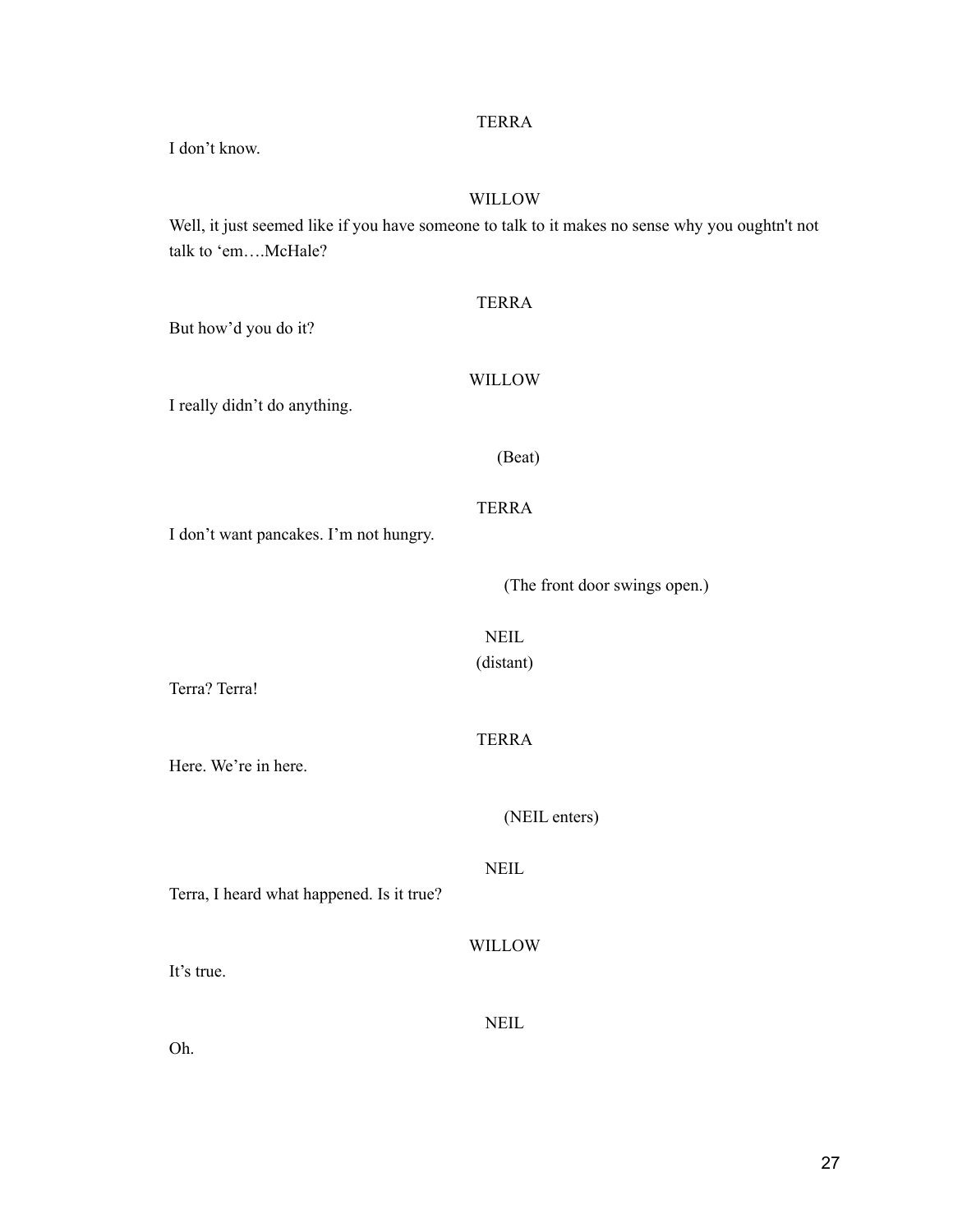TERRA

I don't know.

WILLOW

Well, it just seemed like if you have someone to talk to it makes no sense why you oughtn't not talk to 'em….McHale?

TERRA

But how'd you do it?

WILLOW

I really didn't do anything.

(Beat)

TERRA

I don't want pancakes. I'm not hungry.

(The front door swings open.)

NEIL

(distant)

Terra? Terra!

TERRA

Here. We're in here.

(NEIL enters)

NEIL

Terra, I heard what happened. Is it true?

WILLOW

It's true.

NEIL

Oh.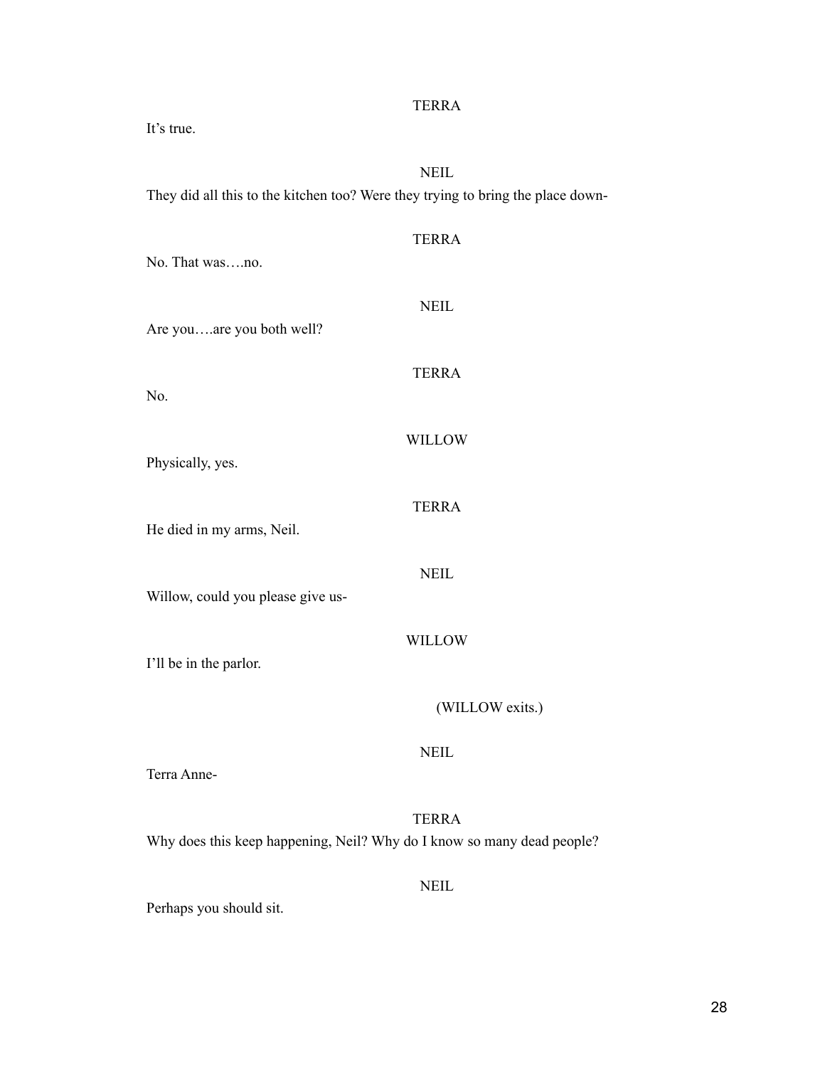TERRA

It's true.

NEIL

They did all this to the kitchen too? Were they trying to bring the place down-

TERRA

No. That was….no.

NEIL

Are you….are you both well?

TERRA

No.

WILLOW

Physically, yes.

TERRA

He died in my arms, Neil.

NEIL

Willow, could you please give us-

WILLOW

I'll be in the parlor.

(WILLOW exits.)

NEIL

Terra Anne-

TERRA

Why does this keep happening, Neil? Why do I know so many dead people?

NEIL

Perhaps you should sit.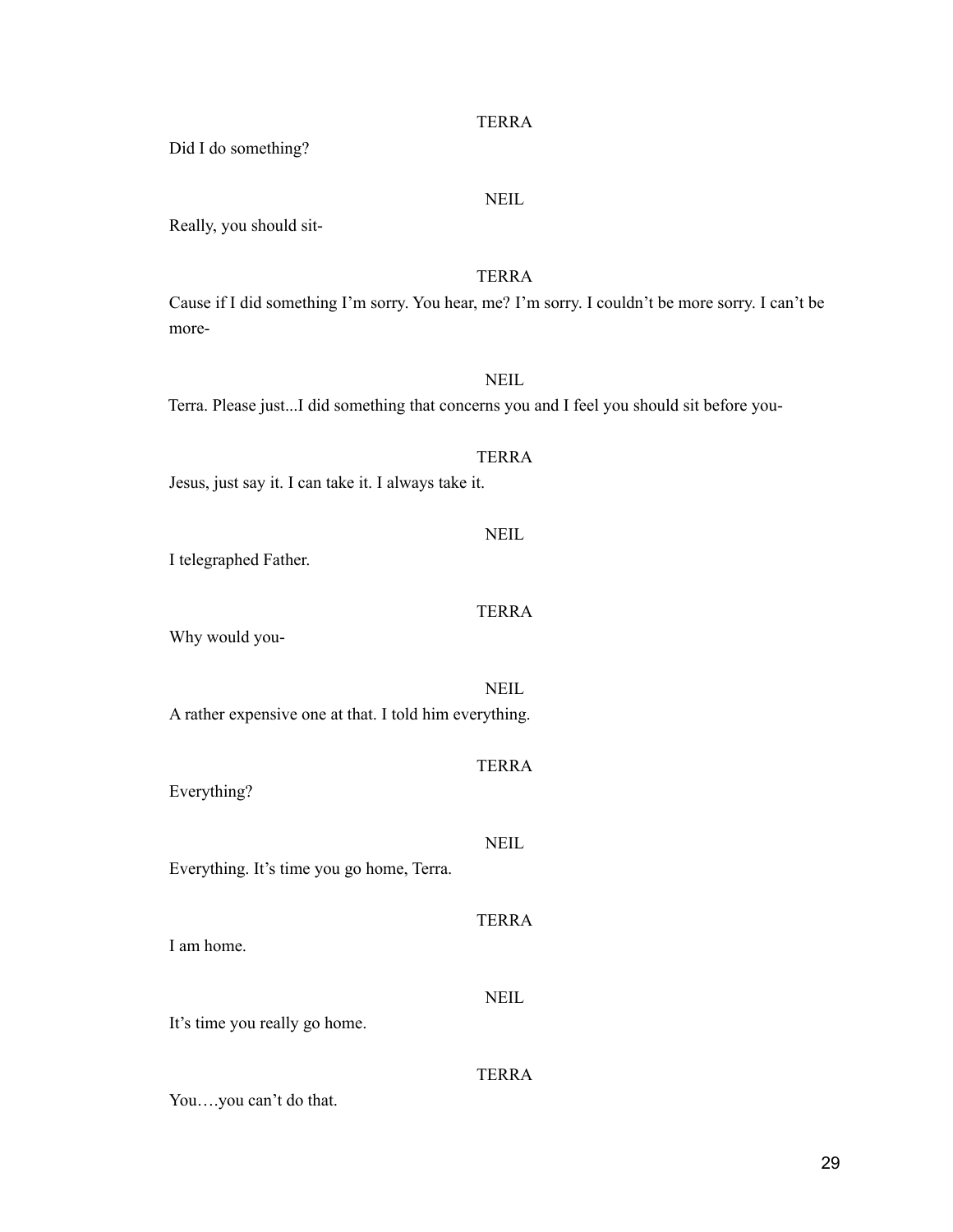TERRA

Did I do something?

NEIL

Really, you should sit-

TERRA

Cause if I did something I'm sorry. You hear, me? I'm sorry. I couldn't be more sorry. I can't be more-

NEIL

Terra. Please just...I did something that concerns you and I feel you should sit before you-

TERRA

Jesus, just say it. I can take it. I always take it.

NEIL

I telegraphed Father.

TERRA

Why would you-

NEIL

A rather expensive one at that. I told him everything.

TERRA

Everything?

NEIL

Everything. It's time you go home, Terra.

TERRA

I am home.

NEIL

It's time you really go home.

TERRA

You….you can't do that.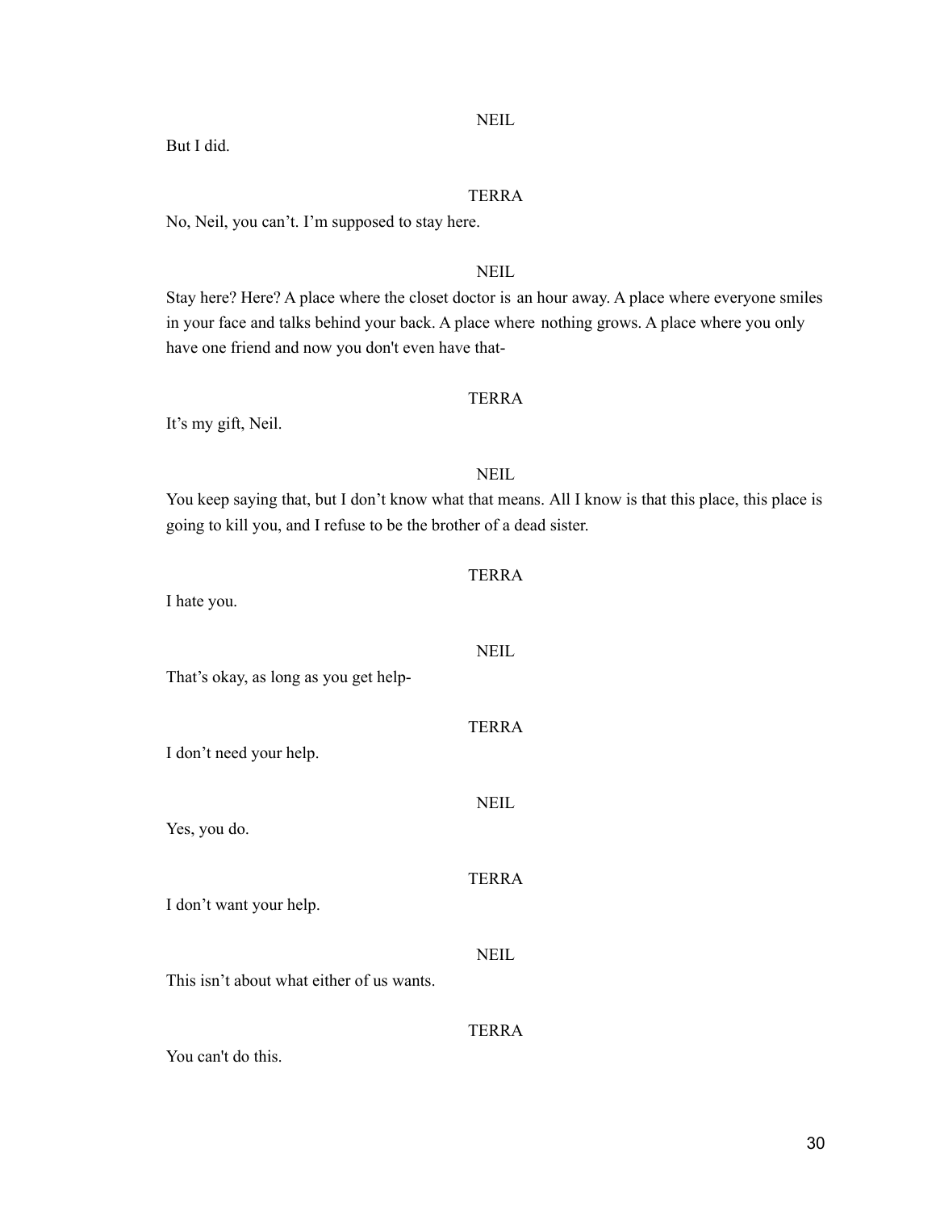NEIL

But I did.

TERRA

No, Neil, you can't. I'm supposed to stay here.

NEIL

Stay here? Here? A place where the closet doctor is an hour away. A place where everyone smiles in your face and talks behind your back. A place where nothing grows. A place where you only have one friend and now you don't even have that-

TERRA

It's my gift, Neil.

NEIL

You keep saying that, but I don't know what that means. All I know is that this place, this place is going to kill you, and I refuse to be the brother of a dead sister.

TERRA

I hate you.

NEIL

That's okay, as long as you get help-

TERRA

I don't need your help.

NEIL

Yes, you do.

TERRA

I don't want your help.

NEIL

This isn't about what either of us wants.

TERRA

You can't do this.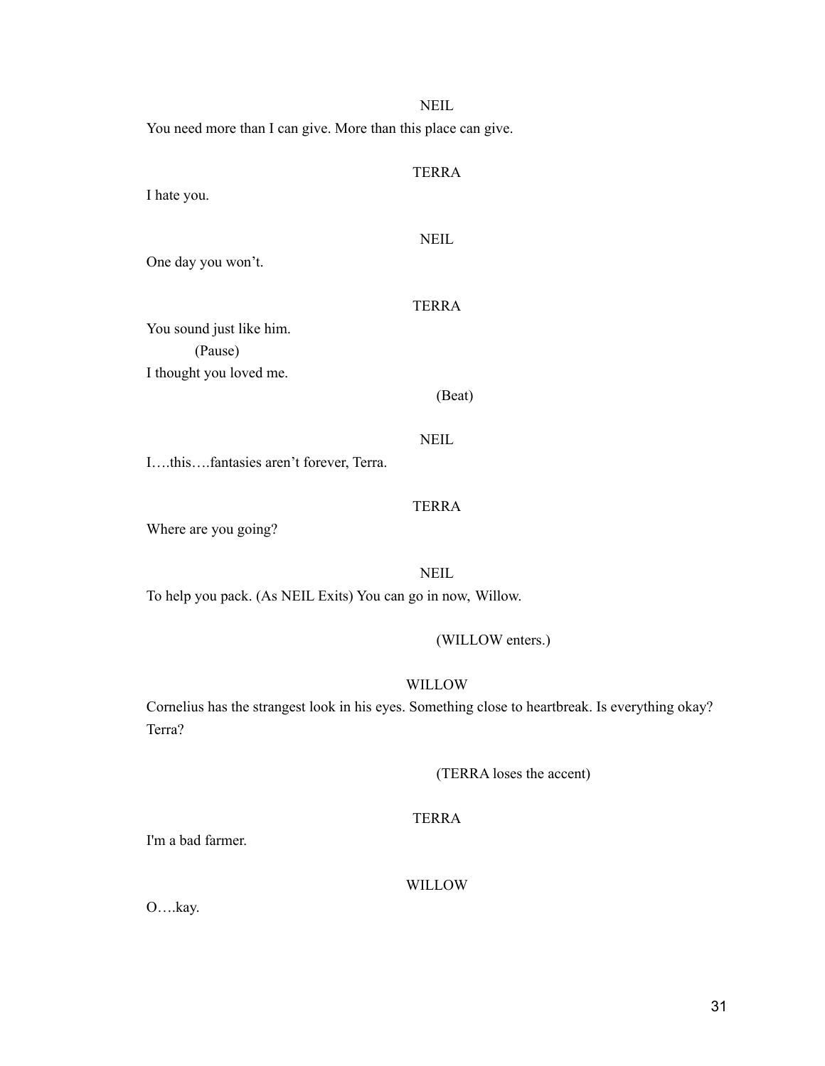NEIL

You need more than I can give. More than this place can give.

TERRA

I hate you.

NEIL

One day you won't.

TERRA

You sound just like him.

(Pause)

I thought you loved me.

(Beat)

NEIL

I….this….fantasies aren't forever, Terra.

TERRA

Where are you going?

NEIL

To help you pack. (As NEIL Exits) You can go in now, Willow.

(WILLOW enters.)

WILLOW

Cornelius has the strangest look in his eyes. Something close to heartbreak. Is everything okay? Terra?

(TERRA loses the accent)

TERRA

I'm a bad farmer.

WILLOW

O….kay.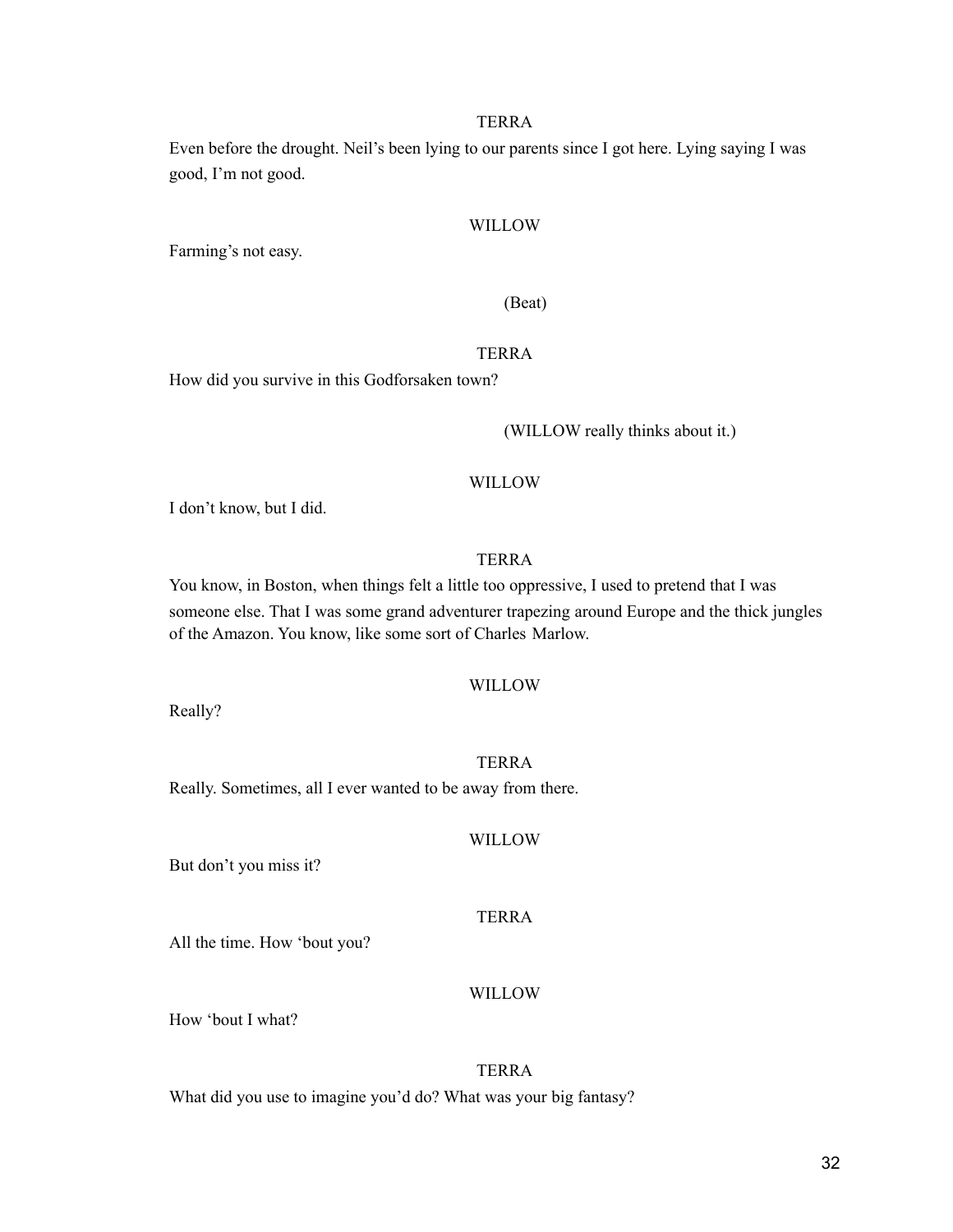TERRA

Even before the drought. Neil's been lying to our parents since I got here. Lying saying I was good, I'm not good.

WILLOW

Farming's not easy.

(Beat)

TERRA

How did you survive in this Godforsaken town?

(WILLOW really thinks about it.)

WILLOW

I don't know, but I did.

TERRA

You know, in Boston, when things felt a little too oppressive, I used to pretend that I was someone else. That I was some grand adventurer trapezing around Europe and the thick jungles of the Amazon. You know, like some sort of Charles Marlow.

WILLOW

Really?

TERRA

Really. Sometimes, all I ever wanted to be away from there.

WILLOW

But don't you miss it?

TERRA

All the time. How 'bout you?

WILLOW

How 'bout I what?

TERRA

What did you use to imagine you'd do? What was your big fantasy?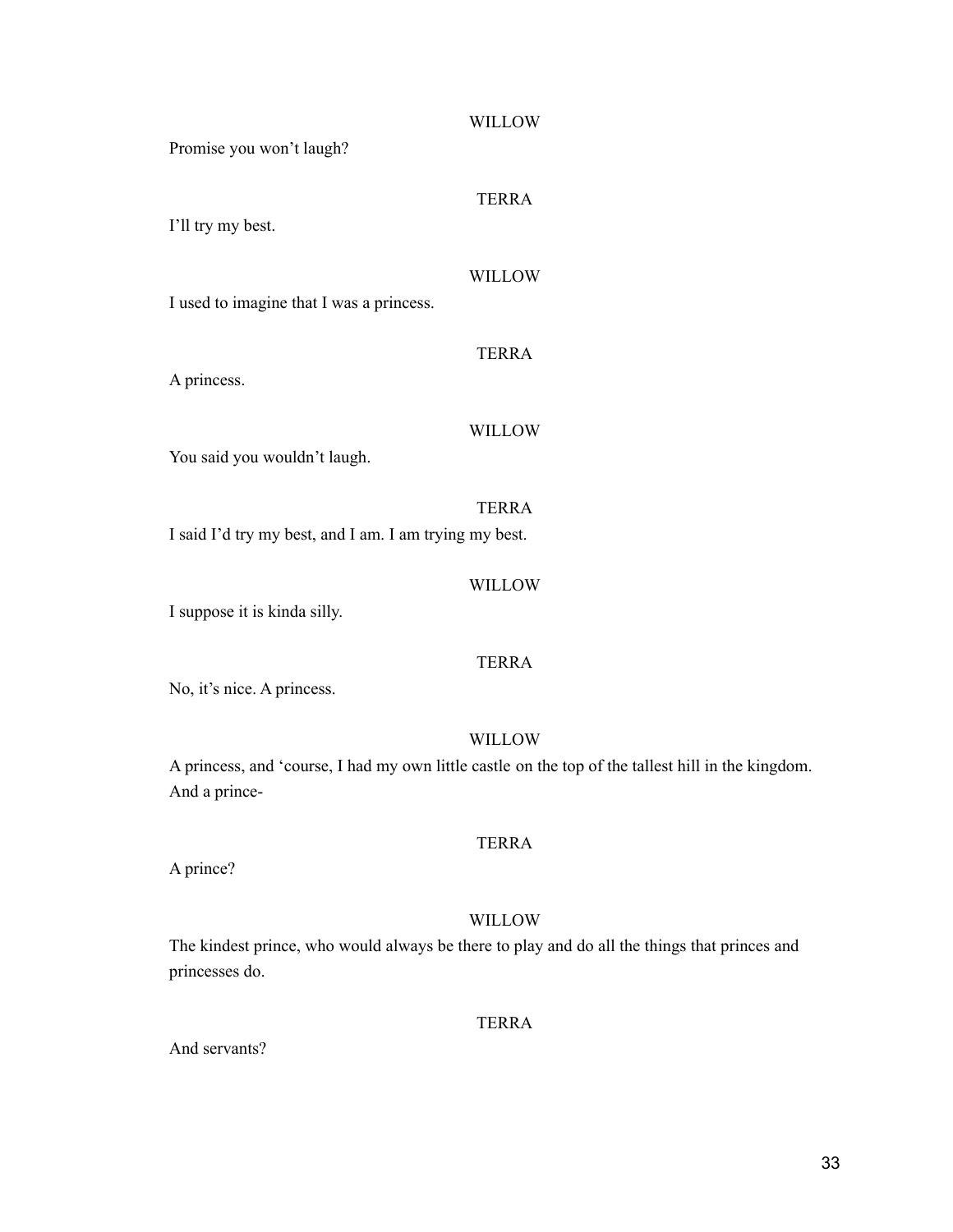WILLOW

Promise you won't laugh?

TERRA

I'll try my best.

WILLOW

I used to imagine that I was a princess.

TERRA

A princess.

WILLOW

You said you wouldn't laugh.

TERRA

I said I'd try my best, and I am. I am trying my best.

WILLOW

I suppose it is kinda silly.

TERRA

No, it's nice. A princess.

WILLOW

A princess, and 'course, I had my own little castle on the top of the tallest hill in the kingdom. And a prince-

TERRA

A prince?

WILLOW

The kindest prince, who would always be there to play and do all the things that princes and princesses do.

TERRA

And servants?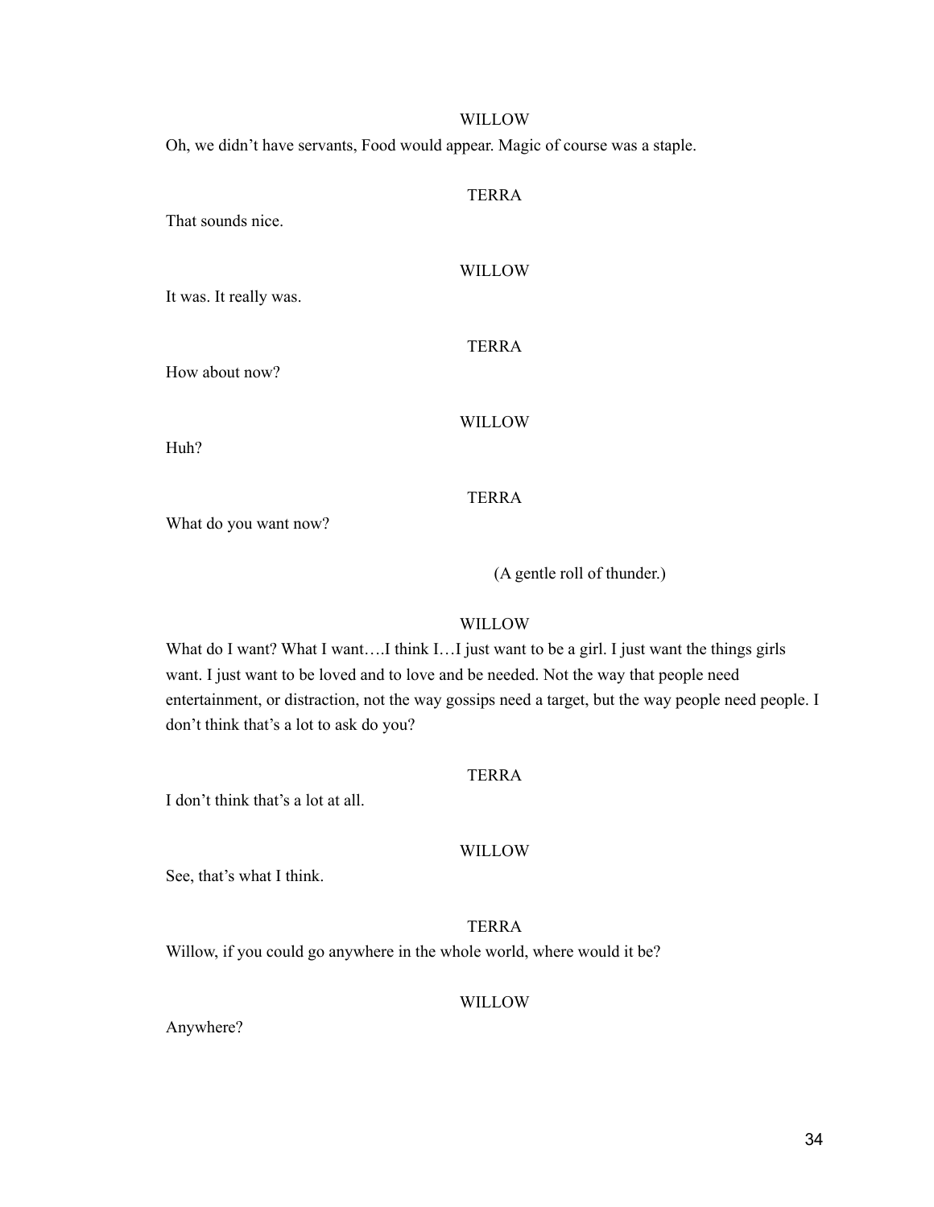WILLOW

Oh, we didn't have servants, Food would appear. Magic of course was a staple.

TERRA

That sounds nice.

WILLOW

It was. It really was.

TERRA

How about now?

WILLOW

Huh?

TERRA

What do you want now?

(A gentle roll of thunder.)

WILLOW

What do I want? What I want….I think I…I just want to be a girl. I just want the things girls want. I just want to be loved and to love and be needed. Not the way that people need entertainment, or distraction, not the way gossips need a target, but the way people need people. I don't think that's a lot to ask do you?

TERRA

I don't think that's a lot at all.

WILLOW

See, that's what I think.

TERRA

Willow, if you could go anywhere in the whole world, where would it be?

WILLOW

Anywhere?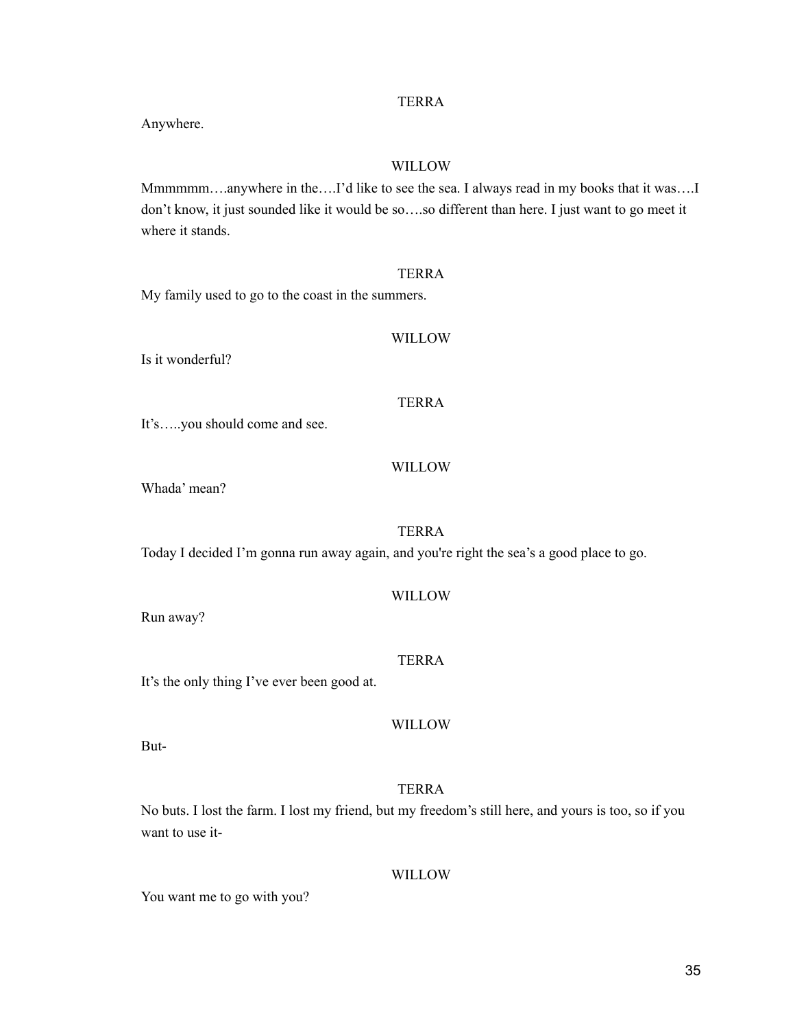TERRA

Anywhere.

WILLOW

Mmmmmm….anywhere in the….I'd like to see the sea. I always read in my books that it was….I don't know, it just sounded like it would be so….so different than here. I just want to go meet it where it stands.

TERRA

My family used to go to the coast in the summers.

WILLOW

Is it wonderful?

TERRA

It's…..you should come and see.

WILLOW

Whada' mean?

TERRA

Today I decided I'm gonna run away again, and you're right the sea's a good place to go.

WILLOW

Run away?

TERRA

It's the only thing I've ever been good at.

WILLOW

But-

TERRA

No buts. I lost the farm. I lost my friend, but my freedom's still here, and yours is too, so if you want to use it-

WILLOW

You want me to go with you?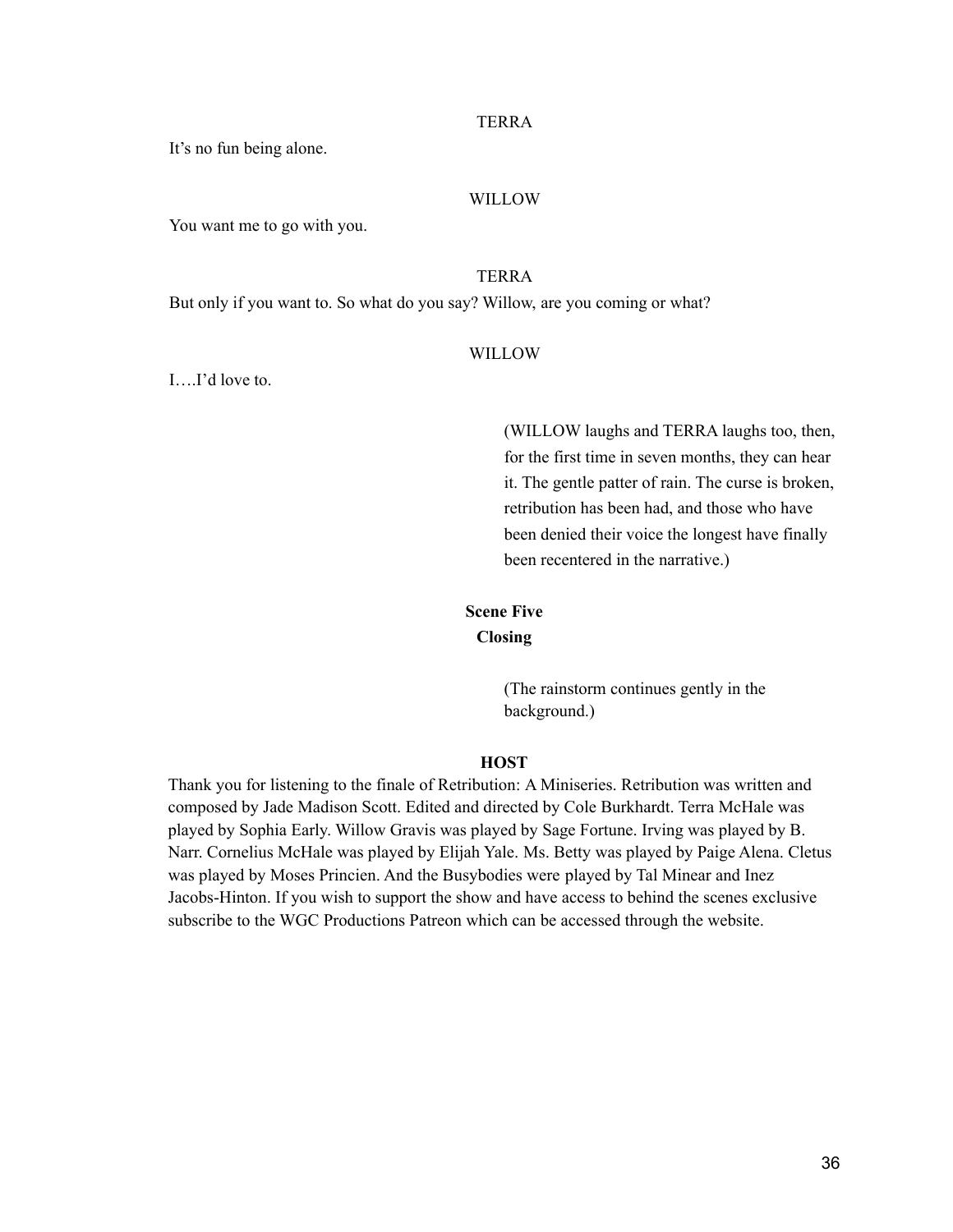TERRA

It's no fun being alone.

WILLOW

You want me to go with you.

TERRA

But only if you want to. So what do you say? Willow, are you coming or what?

WILLOW

I….I'd love to.

(WILLOW laughs and TERRA laughs too, then, for the first time in seven months, they can hear it. The gentle patter of rain. The curse is broken, retribution has been had, and those who have been denied their voice the longest have finally been recentered in the narrative.)

**Scene Five**
**Closing**

(The rainstorm continues gently in the background.)

**HOST**

Thank you for listening to the finale of Retribution: A Miniseries. Retribution was written and composed by Jade Madison Scott. Edited and directed by Cole Burkhardt. Terra McHale was played by Sophia Early. Willow Gravis was played by Sage Fortune. Irving was played by B. Narr. Cornelius McHale was played by Elijah Yale. Ms. Betty was played by Paige Alena. Cletus was played by Moses Princien. And the Busybodies were played by Tal Minear and Inez Jacobs-Hinton. If you wish to support the show and have access to behind the scenes exclusive subscribe to the WGC Productions Patreon which can be accessed through the website.